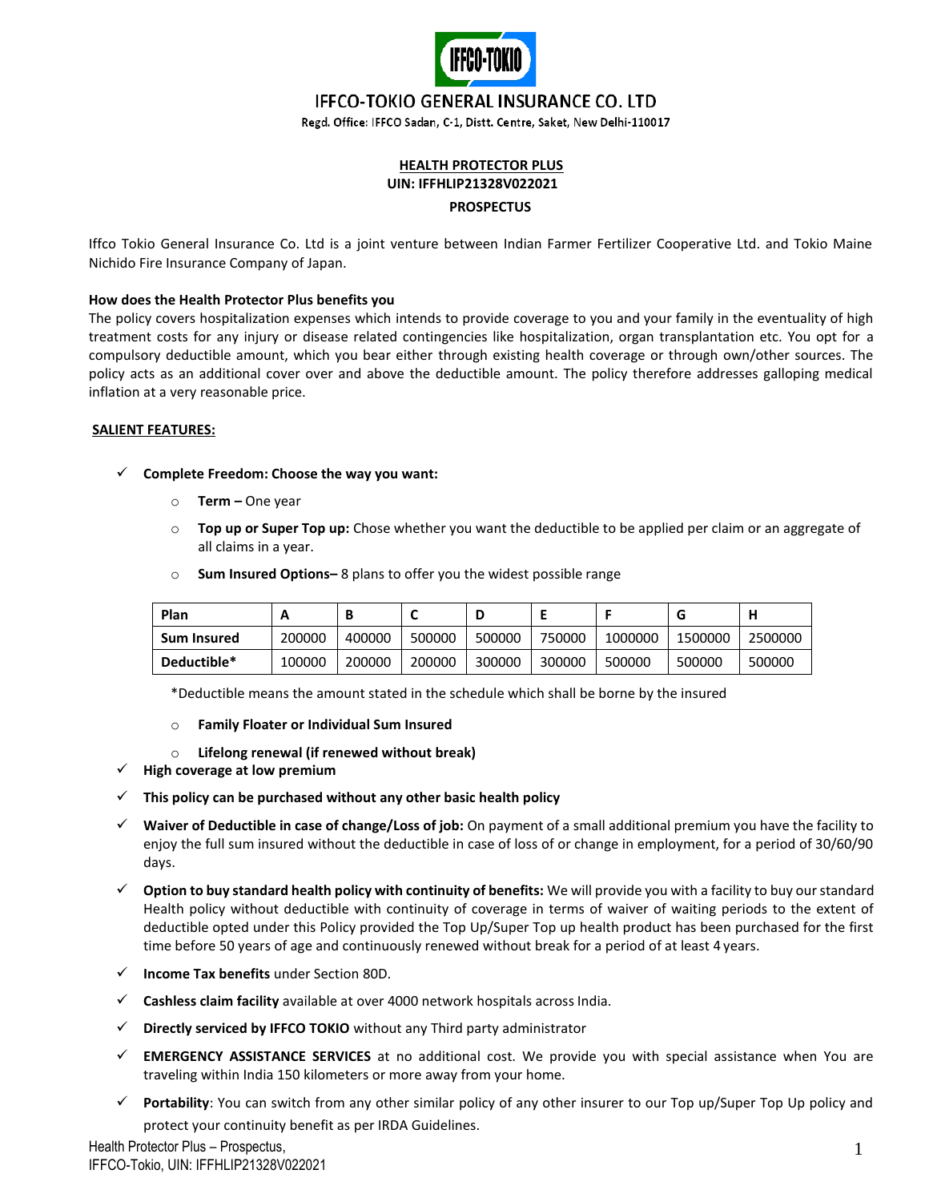# IFFCO-TOKIO GENERAL INSURANCE CO. LTD

Regd. Office: IFFCO Sadan, C-1, Distt. Centre, Saket, New Delhi-110017

## HEALTH PROTECTOR PLUS

**UIN: IFFHLIP21328V022021**

**PROSPECTUS**

Iffco Tokio General Insurance Co. Ltd is a joint venture between Indian Farmer Fertilizer Cooperative Ltd. and Tokio Maine Nichido Fire Insurance Company of Japan.

**How does the Health Protector Plus benefits you**

The policy covers hospitalization expenses which intends to provide coverage to you and your family in the eventuality of high treatment costs for any injury or disease related contingencies like hospitalization, organ transplantation etc. You opt for a compulsory deductible amount, which you bear either through existing health coverage or through own/other sources. The policy acts as an additional cover over and above the deductible amount. The policy therefore addresses galloping medical inflation at a very reasonable price.

**SALIENT FEATURES:**

- ✓ **Complete Freedom: Choose the way you want:**
  - **Term –** One year
  - **Top up or Super Top up:** Chose whether you want the deductible to be applied per claim or an aggregate of all claims in a year.
  - **Sum Insured Options–** 8 plans to offer you the widest possible range

| Plan | A | B | C | D | E | F | G | H |
|---|---|---|---|---|---|---|---|---|
| Sum Insured | 200000 | 400000 | 500000 | 500000 | 750000 | 1000000 | 1500000 | 2500000 |
| Deductible* | 100000 | 200000 | 200000 | 300000 | 300000 | 500000 | 500000 | 500000 |

*Deductible means the amount stated in the schedule which shall be borne by the insured

  - **Family Floater or Individual Sum Insured**
  - **Lifelong renewal (if renewed without break)**
- ✓ **High coverage at low premium**
- ✓ **This policy can be purchased without any other basic health policy**
- ✓ **Waiver of Deductible in case of change/Loss of job:** On payment of a small additional premium you have the facility to enjoy the full sum insured without the deductible in case of loss of or change in employment, for a period of 30/60/90 days.
- ✓ **Option to buy standard health policy with continuity of benefits:** We will provide you with a facility to buy our standard Health policy without deductible with continuity of coverage in terms of waiver of waiting periods to the extent of deductible opted under this Policy provided the Top Up/Super Top up health product has been purchased for the first time before 50 years of age and continuously renewed without break for a period of at least 4 years.
- ✓ **Income Tax benefits** under Section 80D.
- ✓ **Cashless claim facility** available at over 4000 network hospitals across India.
- ✓ **Directly serviced by IFFCO TOKIO** without any Third party administrator
- ✓ **EMERGENCY ASSISTANCE SERVICES** at no additional cost. We provide you with special assistance when You are traveling within India 150 kilometers or more away from your home.
- ✓ **Portability**: You can switch from any other similar policy of any other insurer to our Top up/Super Top Up policy and protect your continuity benefit as per IRDA Guidelines.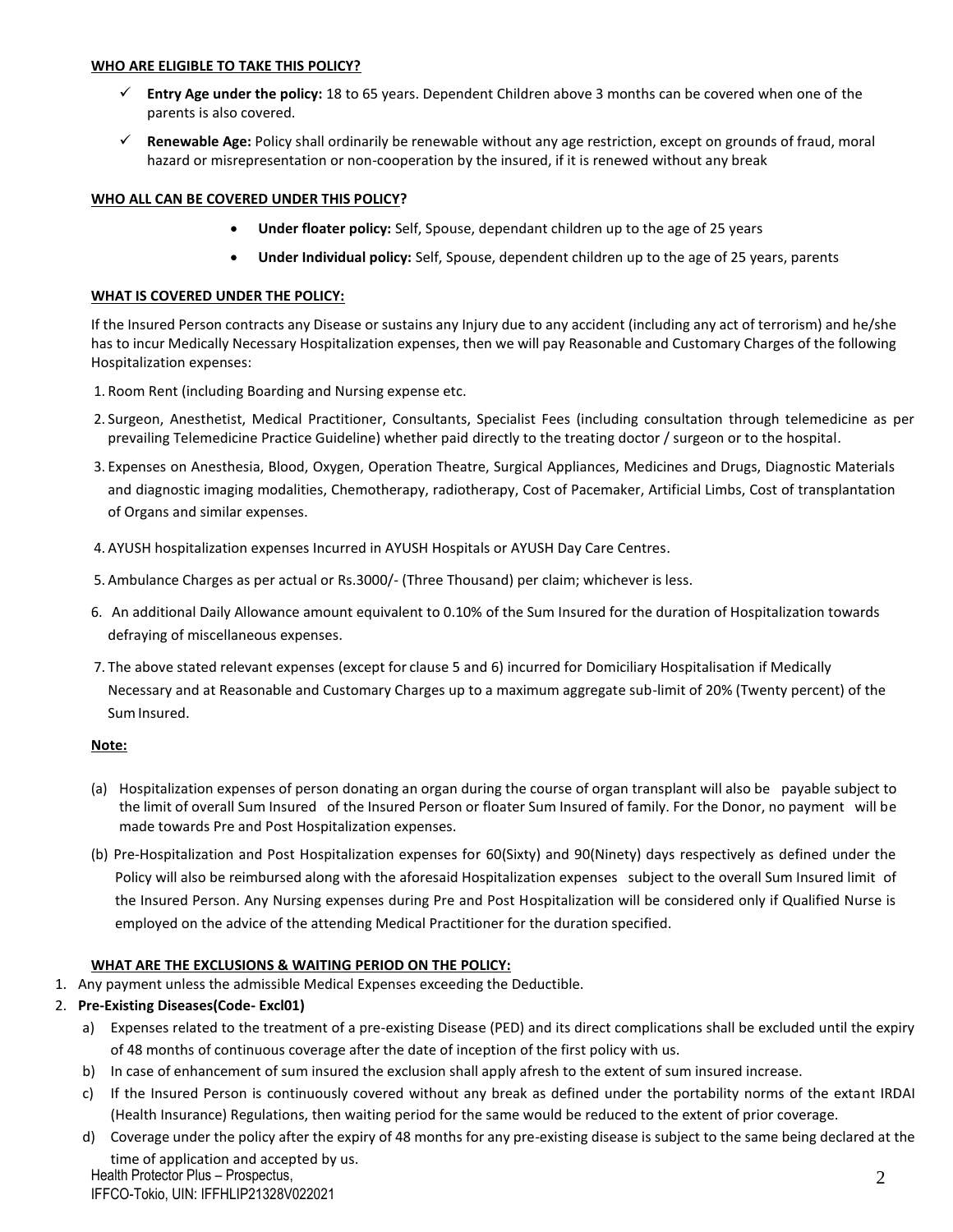**WHO ARE ELIGIBLE TO TAKE THIS POLICY?**

- ✓ **Entry Age under the policy:** 18 to 65 years. Dependent Children above 3 months can be covered when one of the parents is also covered.
- ✓ **Renewable Age:** Policy shall ordinarily be renewable without any age restriction, except on grounds of fraud, moral hazard or misrepresentation or non-cooperation by the insured, if it is renewed without any break

**WHO ALL CAN BE COVERED UNDER THIS POLICY?**

- **Under floater policy:** Self, Spouse, dependant children up to the age of 25 years
- **Under Individual policy:** Self, Spouse, dependent children up to the age of 25 years, parents

**WHAT IS COVERED UNDER THE POLICY:**

If the Insured Person contracts any Disease or sustains any Injury due to any accident (including any act of terrorism) and he/she has to incur Medically Necessary Hospitalization expenses, then we will pay Reasonable and Customary Charges of the following Hospitalization expenses:

1. Room Rent (including Boarding and Nursing expense etc.
2. Surgeon, Anesthetist, Medical Practitioner, Consultants, Specialist Fees (including consultation through telemedicine as per prevailing Telemedicine Practice Guideline) whether paid directly to the treating doctor / surgeon or to the hospital.
3. Expenses on Anesthesia, Blood, Oxygen, Operation Theatre, Surgical Appliances, Medicines and Drugs, Diagnostic Materials and diagnostic imaging modalities, Chemotherapy, radiotherapy, Cost of Pacemaker, Artificial Limbs, Cost of transplantation of Organs and similar expenses.
4. AYUSH hospitalization expenses Incurred in AYUSH Hospitals or AYUSH Day Care Centres.
5. Ambulance Charges as per actual or Rs.3000/- (Three Thousand) per claim; whichever is less.
6. An additional Daily Allowance amount equivalent to 0.10% of the Sum Insured for the duration of Hospitalization towards defraying of miscellaneous expenses.
7. The above stated relevant expenses (except for clause 5 and 6) incurred for Domiciliary Hospitalisation if Medically Necessary and at Reasonable and Customary Charges up to a maximum aggregate sub-limit of 20% (Twenty percent) of the Sum Insured.

**Note:**

(a) Hospitalization expenses of person donating an organ during the course of organ transplant will also be payable subject to the limit of overall Sum Insured of the Insured Person or floater Sum Insured of family. For the Donor, no payment will be made towards Pre and Post Hospitalization expenses.

(b) Pre-Hospitalization and Post Hospitalization expenses for 60(Sixty) and 90(Ninety) days respectively as defined under the Policy will also be reimbursed along with the aforesaid Hospitalization expenses subject to the overall Sum Insured limit of the Insured Person. Any Nursing expenses during Pre and Post Hospitalization will be considered only if Qualified Nurse is employed on the advice of the attending Medical Practitioner for the duration specified.

**WHAT ARE THE EXCLUSIONS & WAITING PERIOD ON THE POLICY:**

1. Any payment unless the admissible Medical Expenses exceeding the Deductible.
2. **Pre-Existing Diseases(Code- Excl01)**
   a) Expenses related to the treatment of a pre-existing Disease (PED) and its direct complications shall be excluded until the expiry of 48 months of continuous coverage after the date of inception of the first policy with us.
   b) In case of enhancement of sum insured the exclusion shall apply afresh to the extent of sum insured increase.
   c) If the Insured Person is continuously covered without any break as defined under the portability norms of the extant IRDAI (Health Insurance) Regulations, then waiting period for the same would be reduced to the extent of prior coverage.
   d) Coverage under the policy after the expiry of 48 months for any pre-existing disease is subject to the same being declared at the time of application and accepted by us.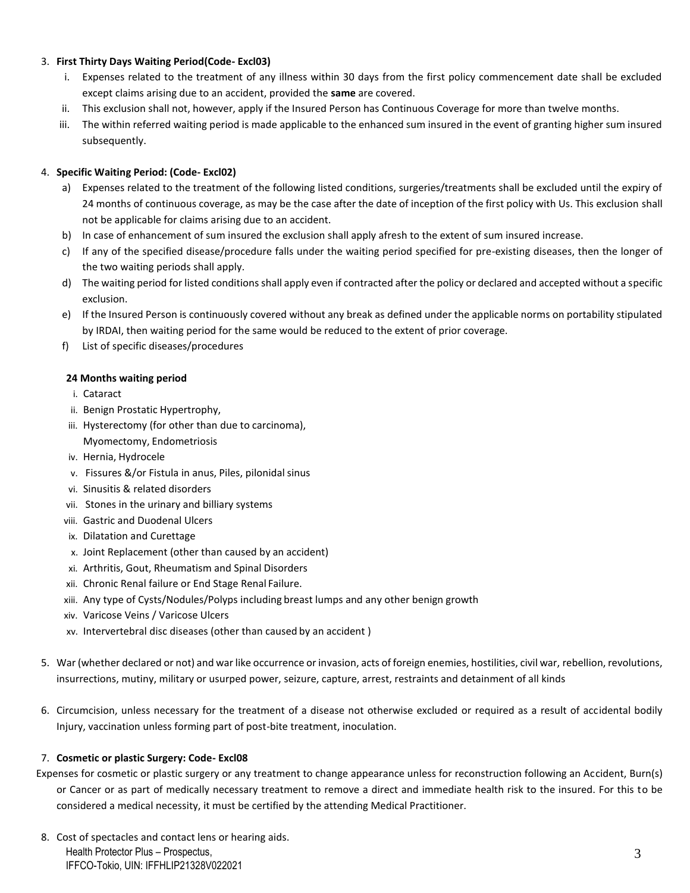3. **First Thirty Days Waiting Period(Code- Excl03)**
    i. Expenses related to the treatment of any illness within 30 days from the first policy commencement date shall be excluded except claims arising due to an accident, provided the **same** are covered.
    ii. This exclusion shall not, however, apply if the Insured Person has Continuous Coverage for more than twelve months.
    iii. The within referred waiting period is made applicable to the enhanced sum insured in the event of granting higher sum insured subsequently.

4. **Specific Waiting Period: (Code- Excl02)**
    a) Expenses related to the treatment of the following listed conditions, surgeries/treatments shall be excluded until the expiry of 24 months of continuous coverage, as may be the case after the date of inception of the first policy with Us. This exclusion shall not be applicable for claims arising due to an accident.
    b) In case of enhancement of sum insured the exclusion shall apply afresh to the extent of sum insured increase.
    c) If any of the specified disease/procedure falls under the waiting period specified for pre-existing diseases, then the longer of the two waiting periods shall apply.
    d) The waiting period for listed conditions shall apply even if contracted after the policy or declared and accepted without a specific exclusion.
    e) If the Insured Person is continuously covered without any break as defined under the applicable norms on portability stipulated by IRDAI, then waiting period for the same would be reduced to the extent of prior coverage.
    f) List of specific diseases/procedures

    **24 Months waiting period**

    i. Cataract
    ii. Benign Prostatic Hypertrophy,
    iii. Hysterectomy (for other than due to carcinoma), Myomectomy, Endometriosis
    iv. Hernia, Hydrocele
    v. Fissures &/or Fistula in anus, Piles, pilonidal sinus
    vi. Sinusitis & related disorders
    vii. Stones in the urinary and billiary systems
    viii. Gastric and Duodenal Ulcers
    ix. Dilatation and Curettage
    x. Joint Replacement (other than caused by an accident)
    xi. Arthritis, Gout, Rheumatism and Spinal Disorders
    xii. Chronic Renal failure or End Stage Renal Failure.
    xiii. Any type of Cysts/Nodules/Polyps including breast lumps and any other benign growth
    xiv. Varicose Veins / Varicose Ulcers
    xv. Intervertebral disc diseases (other than caused by an accident )

5. War (whether declared or not) and war like occurrence or invasion, acts of foreign enemies, hostilities, civil war, rebellion, revolutions, insurrections, mutiny, military or usurped power, seizure, capture, arrest, restraints and detainment of all kinds

6. Circumcision, unless necessary for the treatment of a disease not otherwise excluded or required as a result of accidental bodily Injury, vaccination unless forming part of post-bite treatment, inoculation.

7. **Cosmetic or plastic Surgery: Code- Excl08**

   Expenses for cosmetic or plastic surgery or any treatment to change appearance unless for reconstruction following an Accident, Burn(s) or Cancer or as part of medically necessary treatment to remove a direct and immediate health risk to the insured. For this to be considered a medical necessity, it must be certified by the attending Medical Practitioner.

8. Cost of spectacles and contact lens or hearing aids.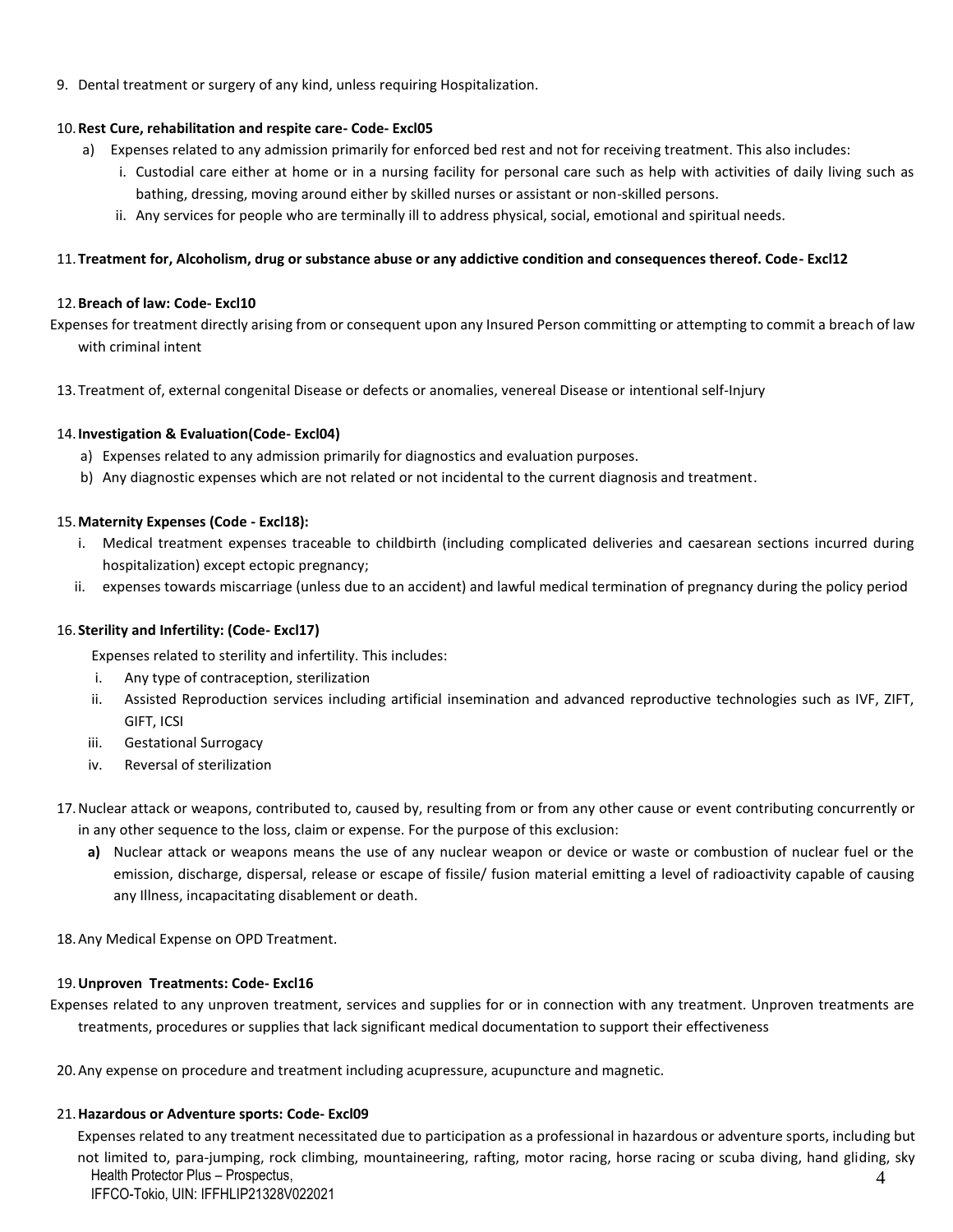9. Dental treatment or surgery of any kind, unless requiring Hospitalization.

10. **Rest Cure, rehabilitation and respite care- Code- Excl05**
    a) Expenses related to any admission primarily for enforced bed rest and not for receiving treatment. This also includes:
        i. Custodial care either at home or in a nursing facility for personal care such as help with activities of daily living such as bathing, dressing, moving around either by skilled nurses or assistant or non-skilled persons.
        ii. Any services for people who are terminally ill to address physical, social, emotional and spiritual needs.

11. **Treatment for, Alcoholism, drug or substance abuse or any addictive condition and consequences thereof. Code- Excl12**

12. **Breach of law: Code- Excl10**

Expenses for treatment directly arising from or consequent upon any Insured Person committing or attempting to commit a breach of law with criminal intent

13. Treatment of, external congenital Disease or defects or anomalies, venereal Disease or intentional self-Injury

14. **Investigation & Evaluation(Code- Excl04)**
    a) Expenses related to any admission primarily for diagnostics and evaluation purposes.
    b) Any diagnostic expenses which are not related or not incidental to the current diagnosis and treatment.

15. **Maternity Expenses (Code - Excl18):**
    i. Medical treatment expenses traceable to childbirth (including complicated deliveries and caesarean sections incurred during hospitalization) except ectopic pregnancy;
    ii. expenses towards miscarriage (unless due to an accident) and lawful medical termination of pregnancy during the policy period

16. **Sterility and Infertility: (Code- Excl17)**

    Expenses related to sterility and infertility. This includes:
    i. Any type of contraception, sterilization
    ii. Assisted Reproduction services including artificial insemination and advanced reproductive technologies such as IVF, ZIFT, GIFT, ICSI
    iii. Gestational Surrogacy
    iv. Reversal of sterilization

17. Nuclear attack or weapons, contributed to, caused by, resulting from or from any other cause or event contributing concurrently or in any other sequence to the loss, claim or expense. For the purpose of this exclusion:
    **a)** Nuclear attack or weapons means the use of any nuclear weapon or device or waste or combustion of nuclear fuel or the emission, discharge, dispersal, release or escape of fissile/ fusion material emitting a level of radioactivity capable of causing any Illness, incapacitating disablement or death.

18. Any Medical Expense on OPD Treatment.

19. **Unproven Treatments: Code- Excl16**

Expenses related to any unproven treatment, services and supplies for or in connection with any treatment. Unproven treatments are treatments, procedures or supplies that lack significant medical documentation to support their effectiveness

20. Any expense on procedure and treatment including acupressure, acupuncture and magnetic.

21. **Hazardous or Adventure sports: Code- Excl09**

    Expenses related to any treatment necessitated due to participation as a professional in hazardous or adventure sports, including but not limited to, para-jumping, rock climbing, mountaineering, rafting, motor racing, horse racing or scuba diving, hand gliding, sky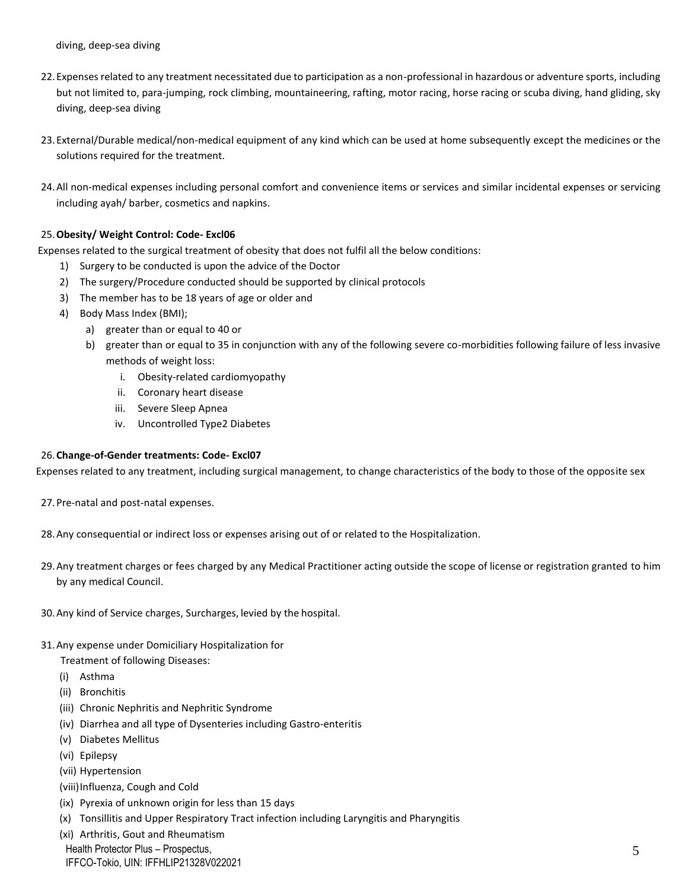diving, deep-sea diving

22. Expenses related to any treatment necessitated due to participation as a non-professional in hazardous or adventure sports, including but not limited to, para-jumping, rock climbing, mountaineering, rafting, motor racing, horse racing or scuba diving, hand gliding, sky diving, deep-sea diving

23. External/Durable medical/non-medical equipment of any kind which can be used at home subsequently except the medicines or the solutions required for the treatment.

24. All non-medical expenses including personal comfort and convenience items or services and similar incidental expenses or servicing including ayah/ barber, cosmetics and napkins.

25. **Obesity/ Weight Control: Code- Excl06**

Expenses related to the surgical treatment of obesity that does not fulfil all the below conditions:

1) Surgery to be conducted is upon the advice of the Doctor
2) The surgery/Procedure conducted should be supported by clinical protocols
3) The member has to be 18 years of age or older and
4) Body Mass Index (BMI);
   a) greater than or equal to 40 or
   b) greater than or equal to 35 in conjunction with any of the following severe co-morbidities following failure of less invasive methods of weight loss:
      i. Obesity-related cardiomyopathy
      ii. Coronary heart disease
      iii. Severe Sleep Apnea
      iv. Uncontrolled Type2 Diabetes

26. **Change-of-Gender treatments: Code- Excl07**

Expenses related to any treatment, including surgical management, to change characteristics of the body to those of the opposite sex

27. Pre-natal and post-natal expenses.

28. Any consequential or indirect loss or expenses arising out of or related to the Hospitalization.

29. Any treatment charges or fees charged by any Medical Practitioner acting outside the scope of license or registration granted to him by any medical Council.

30. Any kind of Service charges, Surcharges, levied by the hospital.

31. Any expense under Domiciliary Hospitalization for Treatment of following Diseases:
    (i) Asthma
    (ii) Bronchitis
    (iii) Chronic Nephritis and Nephritic Syndrome
    (iv) Diarrhea and all type of Dysenteries including Gastro-enteritis
    (v) Diabetes Mellitus
    (vi) Epilepsy
    (vii) Hypertension
    (viii) Influenza, Cough and Cold
    (ix) Pyrexia of unknown origin for less than 15 days
    (x) Tonsillitis and Upper Respiratory Tract infection including Laryngitis and Pharyngitis
    (xi) Arthritis, Gout and Rheumatism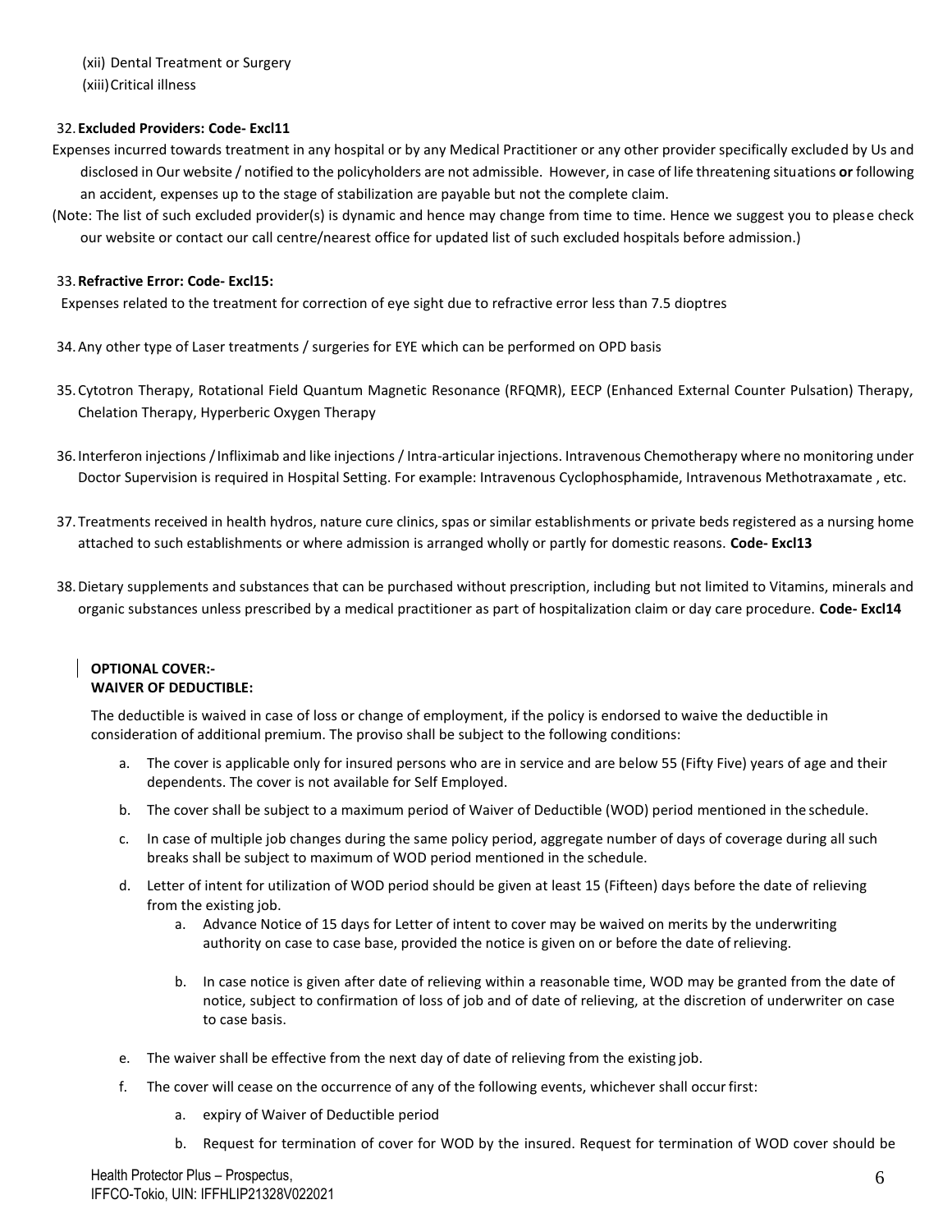(xii) Dental Treatment or Surgery
(xiii) Critical illness

32. **Excluded Providers: Code- Excl11**

Expenses incurred towards treatment in any hospital or by any Medical Practitioner or any other provider specifically excluded by Us and disclosed in Our website / notified to the policyholders are not admissible. However, in case of life threatening situations **or** following an accident, expenses up to the stage of stabilization are payable but not the complete claim.

(Note: The list of such excluded provider(s) is dynamic and hence may change from time to time. Hence we suggest you to please check our website or contact our call centre/nearest office for updated list of such excluded hospitals before admission.)

33. **Refractive Error: Code- Excl15:**

Expenses related to the treatment for correction of eye sight due to refractive error less than 7.5 dioptres

34. Any other type of Laser treatments / surgeries for EYE which can be performed on OPD basis

35. Cytotron Therapy, Rotational Field Quantum Magnetic Resonance (RFQMR), EECP (Enhanced External Counter Pulsation) Therapy, Chelation Therapy, Hyperberic Oxygen Therapy

36. Interferon injections / Infliximab and like injections / Intra-articular injections. Intravenous Chemotherapy where no monitoring under Doctor Supervision is required in Hospital Setting. For example: Intravenous Cyclophosphamide, Intravenous Methotraxamate , etc.

37. Treatments received in health hydros, nature cure clinics, spas or similar establishments or private beds registered as a nursing home attached to such establishments or where admission is arranged wholly or partly for domestic reasons. **Code- Excl13**

38. Dietary supplements and substances that can be purchased without prescription, including but not limited to Vitamins, minerals and organic substances unless prescribed by a medical practitioner as part of hospitalization claim or day care procedure. **Code- Excl14**

**OPTIONAL COVER:-**
**WAIVER OF DEDUCTIBLE:**

The deductible is waived in case of loss or change of employment, if the policy is endorsed to waive the deductible in consideration of additional premium. The proviso shall be subject to the following conditions:

a. The cover is applicable only for insured persons who are in service and are below 55 (Fifty Five) years of age and their dependents. The cover is not available for Self Employed.
b. The cover shall be subject to a maximum period of Waiver of Deductible (WOD) period mentioned in the schedule.
c. In case of multiple job changes during the same policy period, aggregate number of days of coverage during all such breaks shall be subject to maximum of WOD period mentioned in the schedule.
d. Letter of intent for utilization of WOD period should be given at least 15 (Fifteen) days before the date of relieving from the existing job.
    a. Advance Notice of 15 days for Letter of intent to cover may be waived on merits by the underwriting authority on case to case base, provided the notice is given on or before the date of relieving.
    b. In case notice is given after date of relieving within a reasonable time, WOD may be granted from the date of notice, subject to confirmation of loss of job and of date of relieving, at the discretion of underwriter on case to case basis.
e. The waiver shall be effective from the next day of date of relieving from the existing job.
f. The cover will cease on the occurrence of any of the following events, whichever shall occur first:
    a. expiry of Waiver of Deductible period
    b. Request for termination of cover for WOD by the insured. Request for termination of WOD cover should be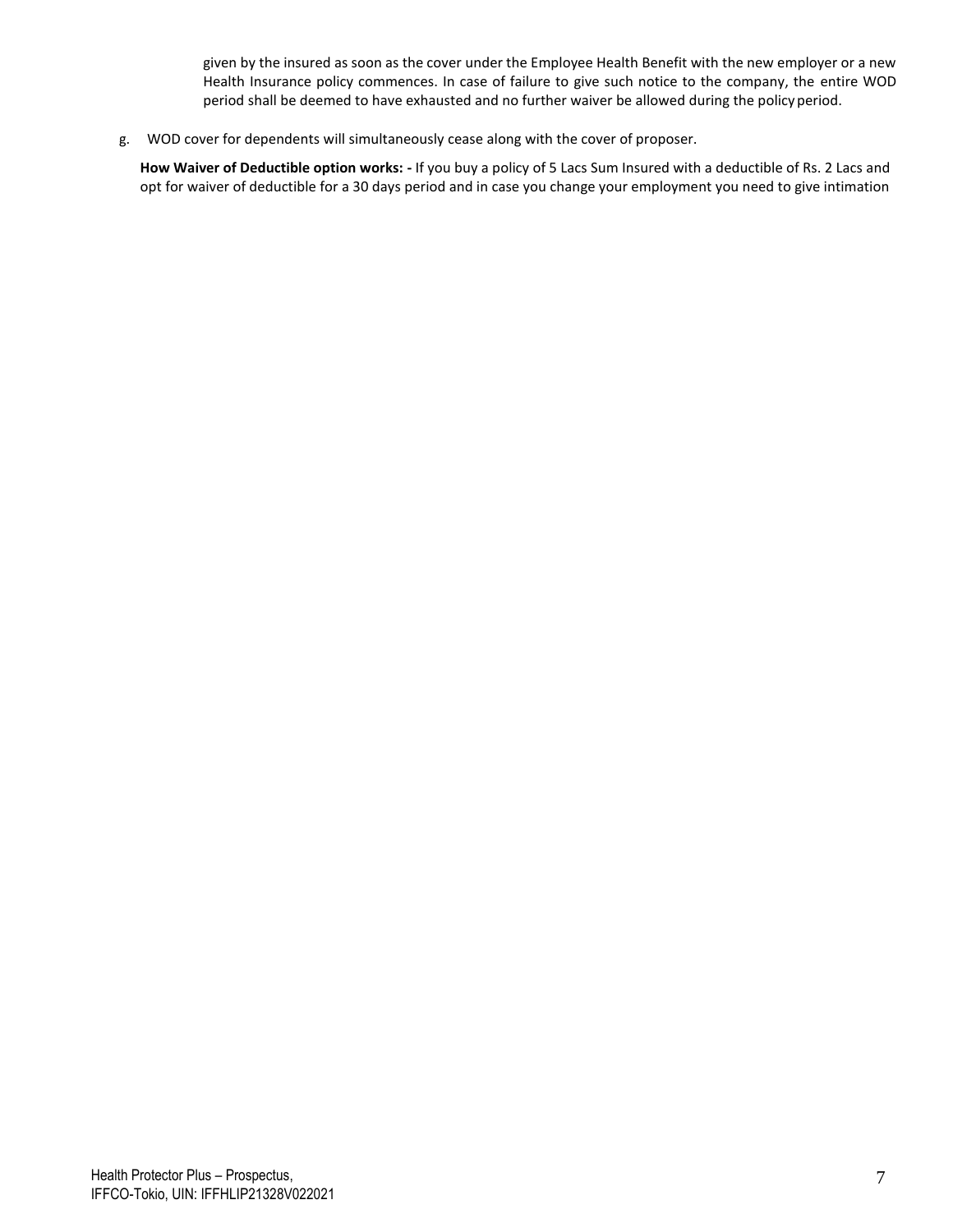given by the insured as soon as the cover under the Employee Health Benefit with the new employer or a new Health Insurance policy commences. In case of failure to give such notice to the company, the entire WOD period shall be deemed to have exhausted and no further waiver be allowed during the policy period.

g. WOD cover for dependents will simultaneously cease along with the cover of proposer.

**How Waiver of Deductible option works: -** If you buy a policy of 5 Lacs Sum Insured with a deductible of Rs. 2 Lacs and opt for waiver of deductible for a 30 days period and in case you change your employment you need to give intimation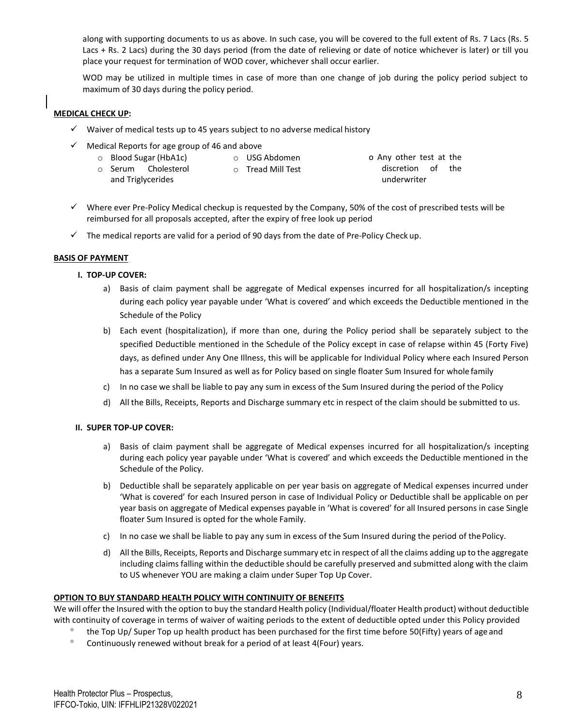along with supporting documents to us as above. In such case, you will be covered to the full extent of Rs. 7 Lacs (Rs. 5 Lacs + Rs. 2 Lacs) during the 30 days period (from the date of relieving or date of notice whichever is later) or till you place your request for termination of WOD cover, whichever shall occur earlier.

WOD may be utilized in multiple times in case of more than one change of job during the policy period subject to maximum of 30 days during the policy period.

**MEDICAL CHECK UP:**

- ✓ Waiver of medical tests up to 45 years subject to no adverse medical history
- ✓ Medical Reports for age group of 46 and above
  - o Blood Sugar (HbA1c)
  - o Serum Cholesterol and Triglycerides
  - o USG Abdomen
  - o Tread Mill Test
  - o Any other test at the discretion of the underwriter
- ✓ Where ever Pre-Policy Medical checkup is requested by the Company, 50% of the cost of prescribed tests will be reimbursed for all proposals accepted, after the expiry of free look up period
- ✓ The medical reports are valid for a period of 90 days from the date of Pre-Policy Check up.

**BASIS OF PAYMENT**

**I. TOP-UP COVER:**

a) Basis of claim payment shall be aggregate of Medical expenses incurred for all hospitalization/s incepting during each policy year payable under 'What is covered' and which exceeds the Deductible mentioned in the Schedule of the Policy

b) Each event (hospitalization), if more than one, during the Policy period shall be separately subject to the specified Deductible mentioned in the Schedule of the Policy except in case of relapse within 45 (Forty Five) days, as defined under Any One Illness, this will be applicable for Individual Policy where each Insured Person has a separate Sum Insured as well as for Policy based on single floater Sum Insured for whole family

c) In no case we shall be liable to pay any sum in excess of the Sum Insured during the period of the Policy

d) All the Bills, Receipts, Reports and Discharge summary etc in respect of the claim should be submitted to us.

**II. SUPER TOP-UP COVER:**

a) Basis of claim payment shall be aggregate of Medical expenses incurred for all hospitalization/s incepting during each policy year payable under 'What is covered' and which exceeds the Deductible mentioned in the Schedule of the Policy.

b) Deductible shall be separately applicable on per year basis on aggregate of Medical expenses incurred under 'What is covered' for each Insured person in case of Individual Policy or Deductible shall be applicable on per year basis on aggregate of Medical expenses payable in 'What is covered' for all Insured persons in case Single floater Sum Insured is opted for the whole Family.

c) In no case we shall be liable to pay any sum in excess of the Sum Insured during the period of the Policy.

d) All the Bills, Receipts, Reports and Discharge summary etc in respect of all the claims adding up to the aggregate including claims falling within the deductible should be carefully preserved and submitted along with the claim to US whenever YOU are making a claim under Super Top Up Cover.

**OPTION TO BUY STANDARD HEALTH POLICY WITH CONTINUITY OF BENEFITS**

We will offer the Insured with the option to buy the standard Health policy (Individual/floater Health product) without deductible with continuity of coverage in terms of waiver of waiting periods to the extent of deductible opted under this Policy provided

- the Top Up/ Super Top up health product has been purchased for the first time before 50(Fifty) years of age and
- Continuously renewed without break for a period of at least 4(Four) years.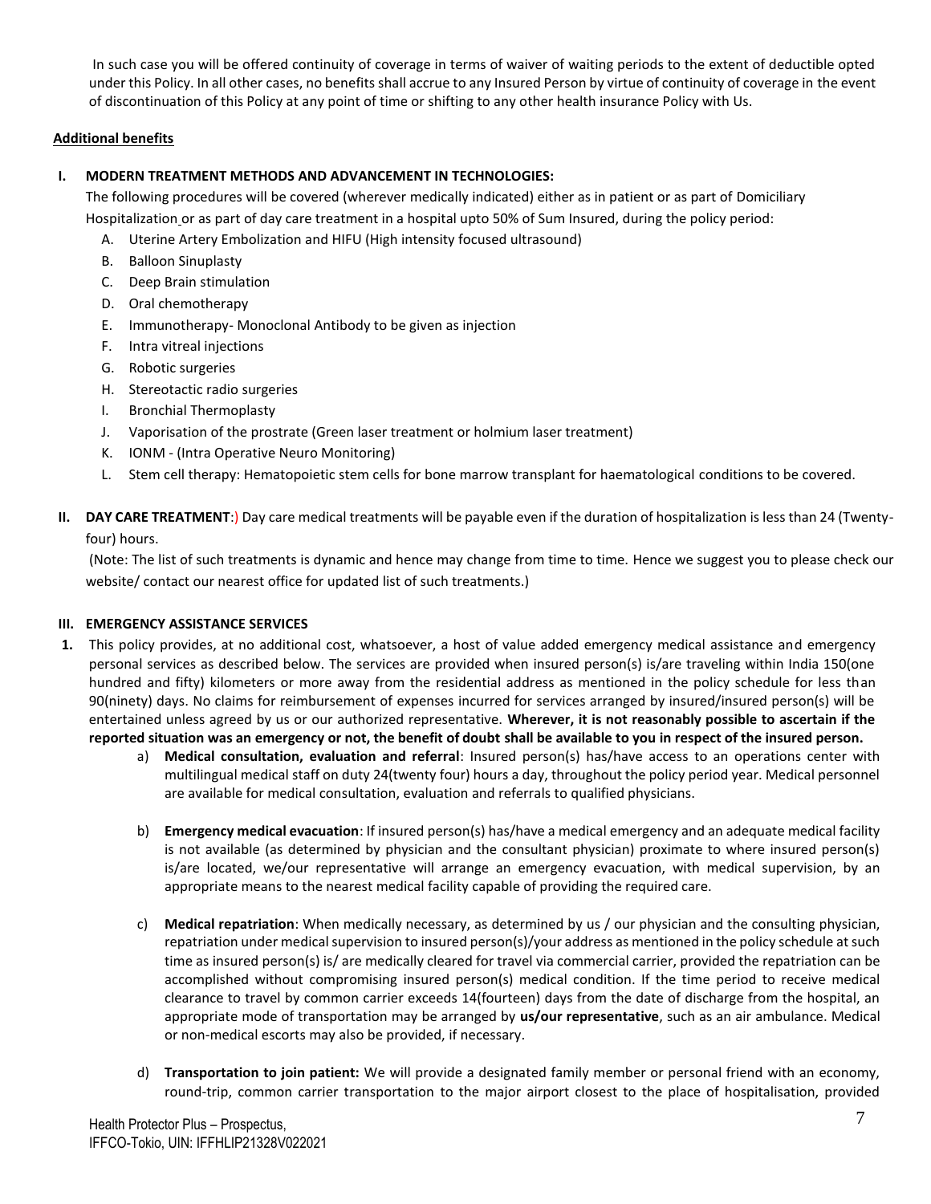In such case you will be offered continuity of coverage in terms of waiver of waiting periods to the extent of deductible opted under this Policy. In all other cases, no benefits shall accrue to any Insured Person by virtue of continuity of coverage in the event of discontinuation of this Policy at any point of time or shifting to any other health insurance Policy with Us.

**Additional benefits**

**I. MODERN TREATMENT METHODS AND ADVANCEMENT IN TECHNOLOGIES:**

The following procedures will be covered (wherever medically indicated) either as in patient or as part of Domiciliary Hospitalization or as part of day care treatment in a hospital upto 50% of Sum Insured, during the policy period:

A. Uterine Artery Embolization and HIFU (High intensity focused ultrasound)
B. Balloon Sinuplasty
C. Deep Brain stimulation
D. Oral chemotherapy
E. Immunotherapy- Monoclonal Antibody to be given as injection
F. Intra vitreal injections
G. Robotic surgeries
H. Stereotactic radio surgeries
I. Bronchial Thermoplasty
J. Vaporisation of the prostrate (Green laser treatment or holmium laser treatment)
K. IONM - (Intra Operative Neuro Monitoring)
L. Stem cell therapy: Hematopoietic stem cells for bone marrow transplant for haematological conditions to be covered.

**II. DAY CARE TREATMENT**:) Day care medical treatments will be payable even if the duration of hospitalization is less than 24 (Twenty-four) hours.

(Note: The list of such treatments is dynamic and hence may change from time to time. Hence we suggest you to please check our website/ contact our nearest office for updated list of such treatments.)

**III. EMERGENCY ASSISTANCE SERVICES**

**1.** This policy provides, at no additional cost, whatsoever, a host of value added emergency medical assistance and emergency personal services as described below. The services are provided when insured person(s) is/are traveling within India 150(one hundred and fifty) kilometers or more away from the residential address as mentioned in the policy schedule for less than 90(ninety) days. No claims for reimbursement of expenses incurred for services arranged by insured/insured person(s) will be entertained unless agreed by us or our authorized representative. **Wherever, it is not reasonably possible to ascertain if the reported situation was an emergency or not, the benefit of doubt shall be available to you in respect of the insured person.**

a) **Medical consultation, evaluation and referral**: Insured person(s) has/have access to an operations center with multilingual medical staff on duty 24(twenty four) hours a day, throughout the policy period year. Medical personnel are available for medical consultation, evaluation and referrals to qualified physicians.

b) **Emergency medical evacuation**: If insured person(s) has/have a medical emergency and an adequate medical facility is not available (as determined by physician and the consultant physician) proximate to where insured person(s) is/are located, we/our representative will arrange an emergency evacuation, with medical supervision, by an appropriate means to the nearest medical facility capable of providing the required care.

c) **Medical repatriation**: When medically necessary, as determined by us / our physician and the consulting physician, repatriation under medical supervision to insured person(s)/your address as mentioned in the policy schedule at such time as insured person(s) is/ are medically cleared for travel via commercial carrier, provided the repatriation can be accomplished without compromising insured person(s) medical condition. If the time period to receive medical clearance to travel by common carrier exceeds 14(fourteen) days from the date of discharge from the hospital, an appropriate mode of transportation may be arranged by **us/our representative**, such as an air ambulance. Medical or non-medical escorts may also be provided, if necessary.

d) **Transportation to join patient:** We will provide a designated family member or personal friend with an economy, round-trip, common carrier transportation to the major airport closest to the place of hospitalisation, provided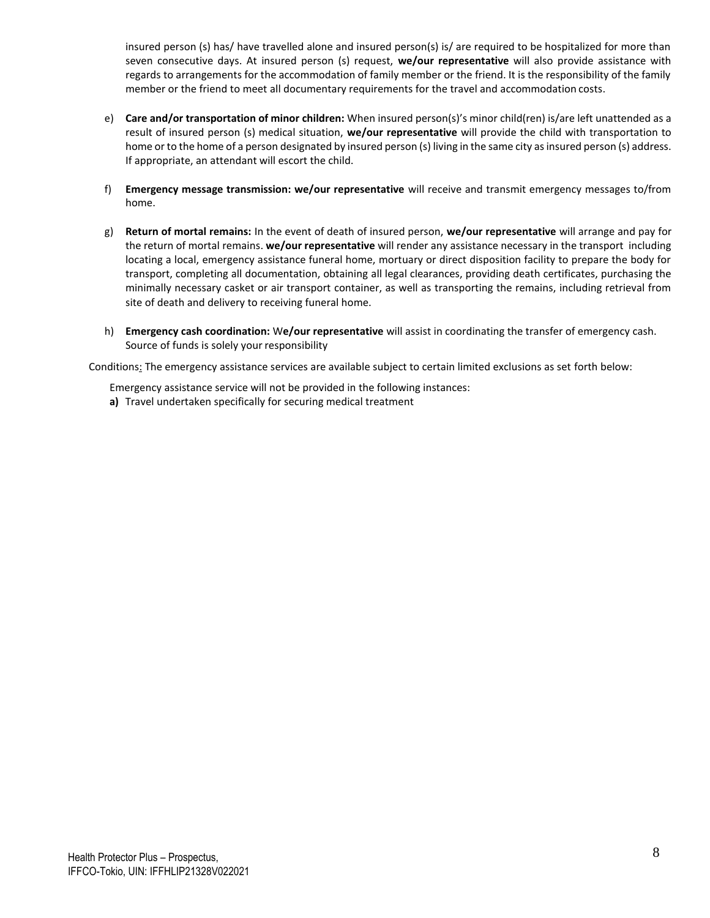insured person (s) has/ have travelled alone and insured person(s) is/ are required to be hospitalized for more than seven consecutive days. At insured person (s) request, **we/our representative** will also provide assistance with regards to arrangements for the accommodation of family member or the friend. It is the responsibility of the family member or the friend to meet all documentary requirements for the travel and accommodation costs.

e) **Care and/or transportation of minor children:** When insured person(s)'s minor child(ren) is/are left unattended as a result of insured person (s) medical situation, **we/our representative** will provide the child with transportation to home or to the home of a person designated by insured person (s) living in the same city as insured person (s) address. If appropriate, an attendant will escort the child.

f) **Emergency message transmission: we/our representative** will receive and transmit emergency messages to/from home.

g) **Return of mortal remains:** In the event of death of insured person, **we/our representative** will arrange and pay for the return of mortal remains. **we/our representative** will render any assistance necessary in the transport including locating a local, emergency assistance funeral home, mortuary or direct disposition facility to prepare the body for transport, completing all documentation, obtaining all legal clearances, providing death certificates, purchasing the minimally necessary casket or air transport container, as well as transporting the remains, including retrieval from site of death and delivery to receiving funeral home.

h) **Emergency cash coordination:** W**e/our representative** will assist in coordinating the transfer of emergency cash. Source of funds is solely your responsibility

Conditions: The emergency assistance services are available subject to certain limited exclusions as set forth below:

Emergency assistance service will not be provided in the following instances:

**a)** Travel undertaken specifically for securing medical treatment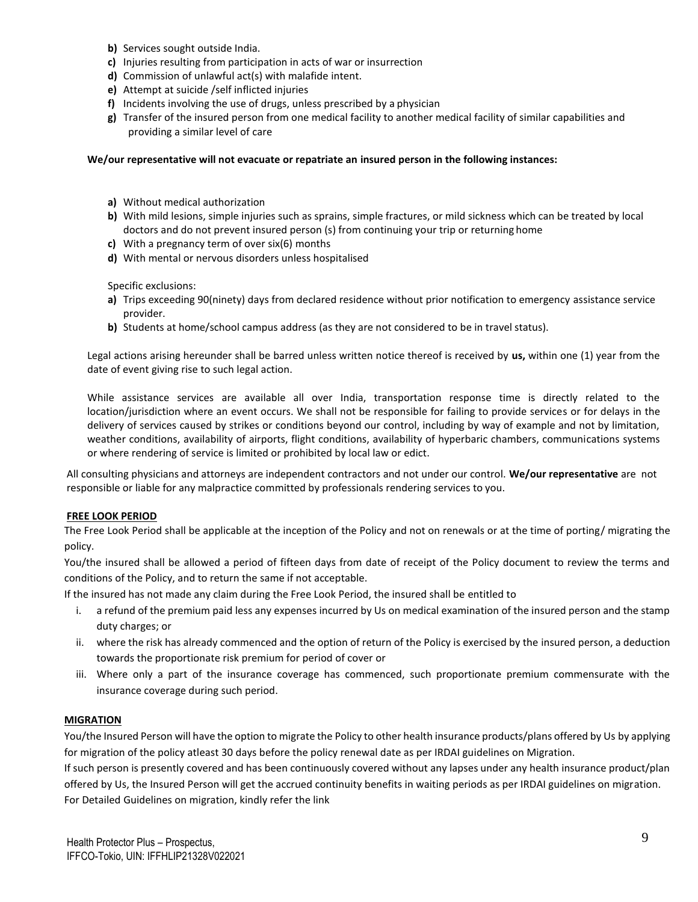- **b)** Services sought outside India.
- **c)** Injuries resulting from participation in acts of war or insurrection
- **d)** Commission of unlawful act(s) with malafide intent.
- **e)** Attempt at suicide /self inflicted injuries
- **f)** Incidents involving the use of drugs, unless prescribed by a physician
- **g)** Transfer of the insured person from one medical facility to another medical facility of similar capabilities and providing a similar level of care

**We/our representative will not evacuate or repatriate an insured person in the following instances:**

- **a)** Without medical authorization
- **b)** With mild lesions, simple injuries such as sprains, simple fractures, or mild sickness which can be treated by local doctors and do not prevent insured person (s) from continuing your trip or returning home
- **c)** With a pregnancy term of over six(6) months
- **d)** With mental or nervous disorders unless hospitalised

Specific exclusions:

- **a)** Trips exceeding 90(ninety) days from declared residence without prior notification to emergency assistance service provider.
- **b)** Students at home/school campus address (as they are not considered to be in travel status).

Legal actions arising hereunder shall be barred unless written notice thereof is received by **us,** within one (1) year from the date of event giving rise to such legal action.

While assistance services are available all over India, transportation response time is directly related to the location/jurisdiction where an event occurs. We shall not be responsible for failing to provide services or for delays in the delivery of services caused by strikes or conditions beyond our control, including by way of example and not by limitation, weather conditions, availability of airports, flight conditions, availability of hyperbaric chambers, communications systems or where rendering of service is limited or prohibited by local law or edict.

All consulting physicians and attorneys are independent contractors and not under our control. **We/our representative** are not responsible or liable for any malpractice committed by professionals rendering services to you.

**FREE LOOK PERIOD**

The Free Look Period shall be applicable at the inception of the Policy and not on renewals or at the time of porting/ migrating the policy.

You/the insured shall be allowed a period of fifteen days from date of receipt of the Policy document to review the terms and conditions of the Policy, and to return the same if not acceptable.

If the insured has not made any claim during the Free Look Period, the insured shall be entitled to

1. a refund of the premium paid less any expenses incurred by Us on medical examination of the insured person and the stamp duty charges; or
2. where the risk has already commenced and the option of return of the Policy is exercised by the insured person, a deduction towards the proportionate risk premium for period of cover or
3. Where only a part of the insurance coverage has commenced, such proportionate premium commensurate with the insurance coverage during such period.

**MIGRATION**

You/the Insured Person will have the option to migrate the Policy to other health insurance products/plans offered by Us by applying for migration of the policy atleast 30 days before the policy renewal date as per IRDAI guidelines on Migration.

If such person is presently covered and has been continuously covered without any lapses under any health insurance product/plan offered by Us, the Insured Person will get the accrued continuity benefits in waiting periods as per IRDAI guidelines on migration.

For Detailed Guidelines on migration, kindly refer the link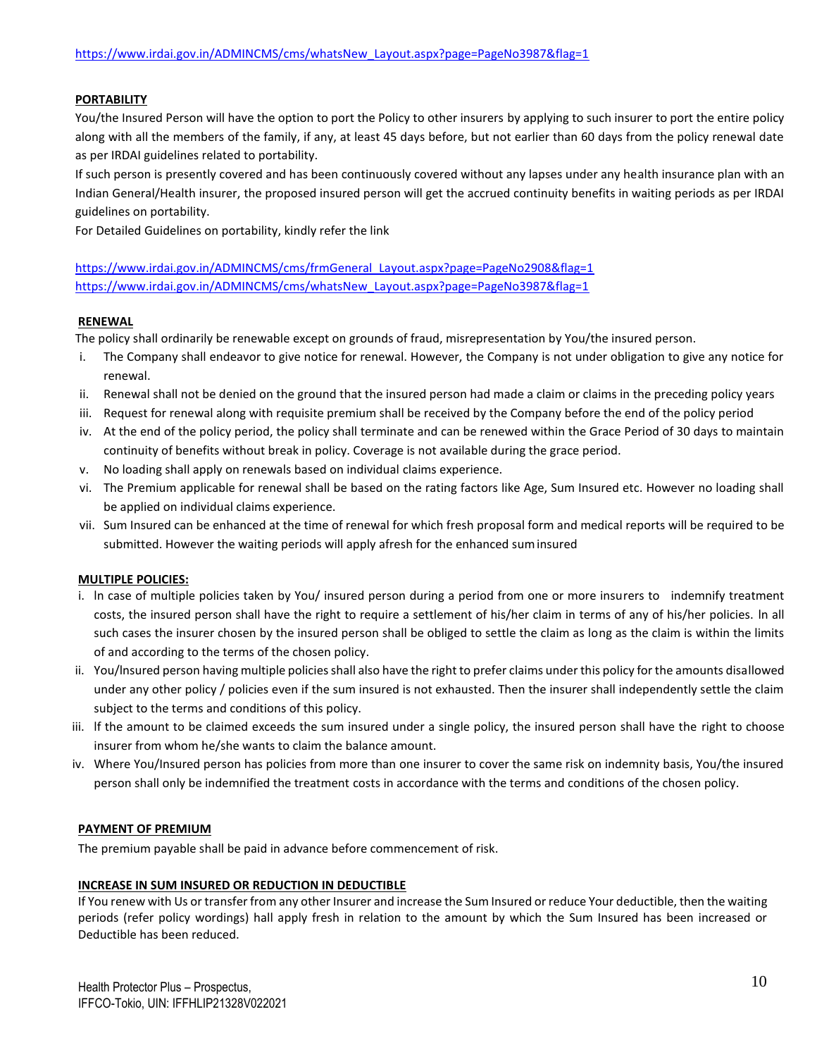https://www.irdai.gov.in/ADMINCMS/cms/whatsNew_Layout.aspx?page=PageNo3987&flag=1

**PORTABILITY**

You/the Insured Person will have the option to port the Policy to other insurers by applying to such insurer to port the entire policy along with all the members of the family, if any, at least 45 days before, but not earlier than 60 days from the policy renewal date as per IRDAI guidelines related to portability.

If such person is presently covered and has been continuously covered without any lapses under any health insurance plan with an Indian General/Health insurer, the proposed insured person will get the accrued continuity benefits in waiting periods as per IRDAI guidelines on portability.

For Detailed Guidelines on portability, kindly refer the link

https://www.irdai.gov.in/ADMINCMS/cms/frmGeneral_Layout.aspx?page=PageNo2908&flag=1
https://www.irdai.gov.in/ADMINCMS/cms/whatsNew_Layout.aspx?page=PageNo3987&flag=1

**RENEWAL**

The policy shall ordinarily be renewable except on grounds of fraud, misrepresentation by You/the insured person.

i. The Company shall endeavor to give notice for renewal. However, the Company is not under obligation to give any notice for renewal.
ii. Renewal shall not be denied on the ground that the insured person had made a claim or claims in the preceding policy years
iii. Request for renewal along with requisite premium shall be received by the Company before the end of the policy period
iv. At the end of the policy period, the policy shall terminate and can be renewed within the Grace Period of 30 days to maintain continuity of benefits without break in policy. Coverage is not available during the grace period.
v. No loading shall apply on renewals based on individual claims experience.
vi. The Premium applicable for renewal shall be based on the rating factors like Age, Sum Insured etc. However no loading shall be applied on individual claims experience.
vii. Sum Insured can be enhanced at the time of renewal for which fresh proposal form and medical reports will be required to be submitted. However the waiting periods will apply afresh for the enhanced sum insured

**MULTIPLE POLICIES:**

i. In case of multiple policies taken by You/ insured person during a period from one or more insurers to indemnify treatment costs, the insured person shall have the right to require a settlement of his/her claim in terms of any of his/her policies. In all such cases the insurer chosen by the insured person shall be obliged to settle the claim as long as the claim is within the limits of and according to the terms of the chosen policy.
ii. You/Insured person having multiple policies shall also have the right to prefer claims under this policy for the amounts disallowed under any other policy / policies even if the sum insured is not exhausted. Then the insurer shall independently settle the claim subject to the terms and conditions of this policy.
iii. If the amount to be claimed exceeds the sum insured under a single policy, the insured person shall have the right to choose insurer from whom he/she wants to claim the balance amount.
iv. Where You/Insured person has policies from more than one insurer to cover the same risk on indemnity basis, You/the insured person shall only be indemnified the treatment costs in accordance with the terms and conditions of the chosen policy.

**PAYMENT OF PREMIUM**

The premium payable shall be paid in advance before commencement of risk.

**INCREASE IN SUM INSURED OR REDUCTION IN DEDUCTIBLE**

If You renew with Us or transfer from any other Insurer and increase the Sum Insured or reduce Your deductible, then the waiting periods (refer policy wordings) hall apply fresh in relation to the amount by which the Sum Insured has been increased or Deductible has been reduced.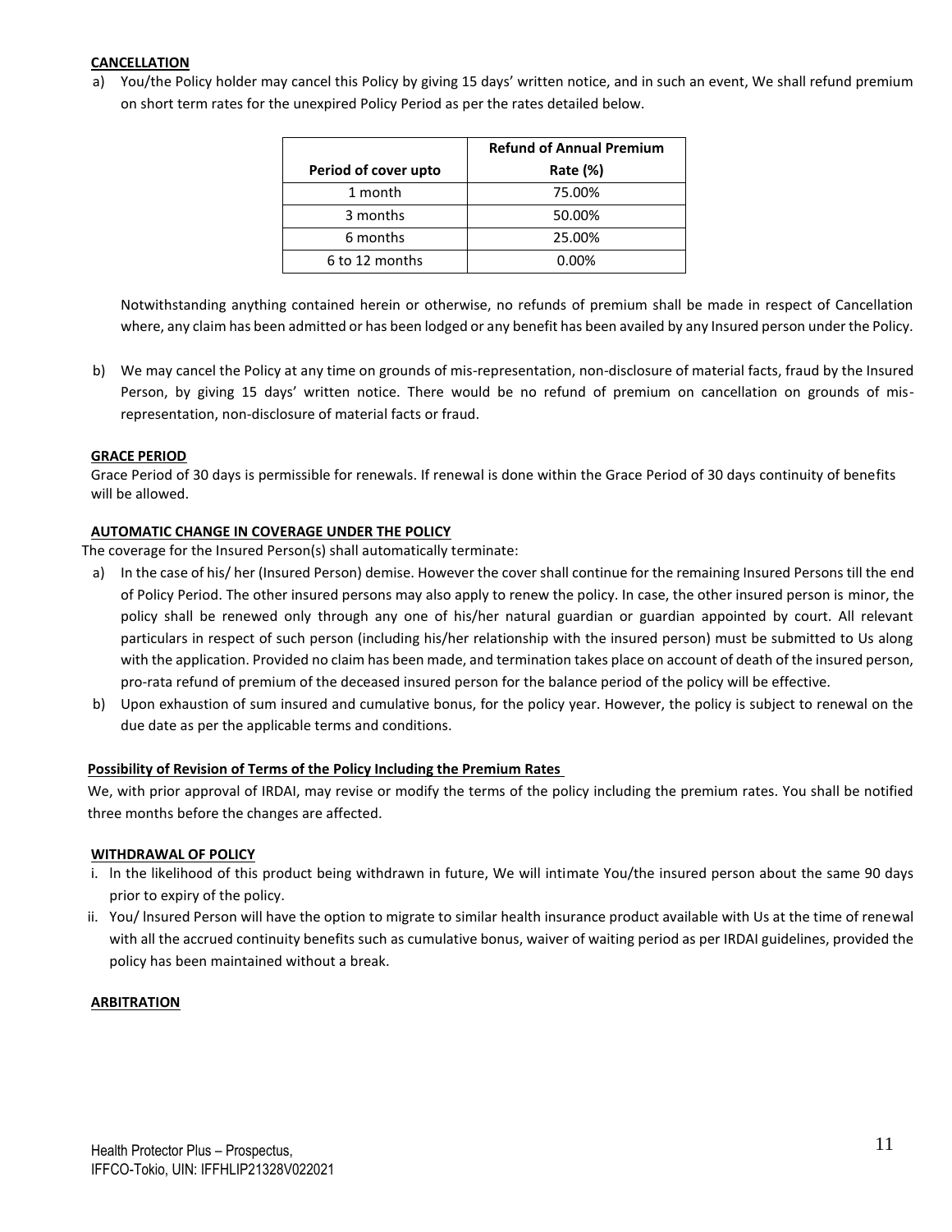**CANCELLATION**

a) You/the Policy holder may cancel this Policy by giving 15 days' written notice, and in such an event, We shall refund premium on short term rates for the unexpired Policy Period as per the rates detailed below.

| Period of cover upto | Refund of Annual Premium Rate (%) |
|---|---|
| 1 month | 75.00% |
| 3 months | 50.00% |
| 6 months | 25.00% |
| 6 to 12 months | 0.00% |

Notwithstanding anything contained herein or otherwise, no refunds of premium shall be made in respect of Cancellation where, any claim has been admitted or has been lodged or any benefit has been availed by any Insured person under the Policy.

b) We may cancel the Policy at any time on grounds of mis-representation, non-disclosure of material facts, fraud by the Insured Person, by giving 15 days' written notice. There would be no refund of premium on cancellation on grounds of mis-representation, non-disclosure of material facts or fraud.

**GRACE PERIOD**

Grace Period of 30 days is permissible for renewals. If renewal is done within the Grace Period of 30 days continuity of benefits will be allowed.

**AUTOMATIC CHANGE IN COVERAGE UNDER THE POLICY**

The coverage for the Insured Person(s) shall automatically terminate:

a) In the case of his/ her (Insured Person) demise. However the cover shall continue for the remaining Insured Persons till the end of Policy Period. The other insured persons may also apply to renew the policy. In case, the other insured person is minor, the policy shall be renewed only through any one of his/her natural guardian or guardian appointed by court. All relevant particulars in respect of such person (including his/her relationship with the insured person) must be submitted to Us along with the application. Provided no claim has been made, and termination takes place on account of death of the insured person, pro-rata refund of premium of the deceased insured person for the balance period of the policy will be effective.

b) Upon exhaustion of sum insured and cumulative bonus, for the policy year. However, the policy is subject to renewal on the due date as per the applicable terms and conditions.

**Possibility of Revision of Terms of the Policy Including the Premium Rates**

We, with prior approval of IRDAI, may revise or modify the terms of the policy including the premium rates. You shall be notified three months before the changes are affected.

**WITHDRAWAL OF POLICY**

i. In the likelihood of this product being withdrawn in future, We will intimate You/the insured person about the same 90 days prior to expiry of the policy.

ii. You/ Insured Person will have the option to migrate to similar health insurance product available with Us at the time of renewal with all the accrued continuity benefits such as cumulative bonus, waiver of waiting period as per IRDAI guidelines, provided the policy has been maintained without a break.

**ARBITRATION**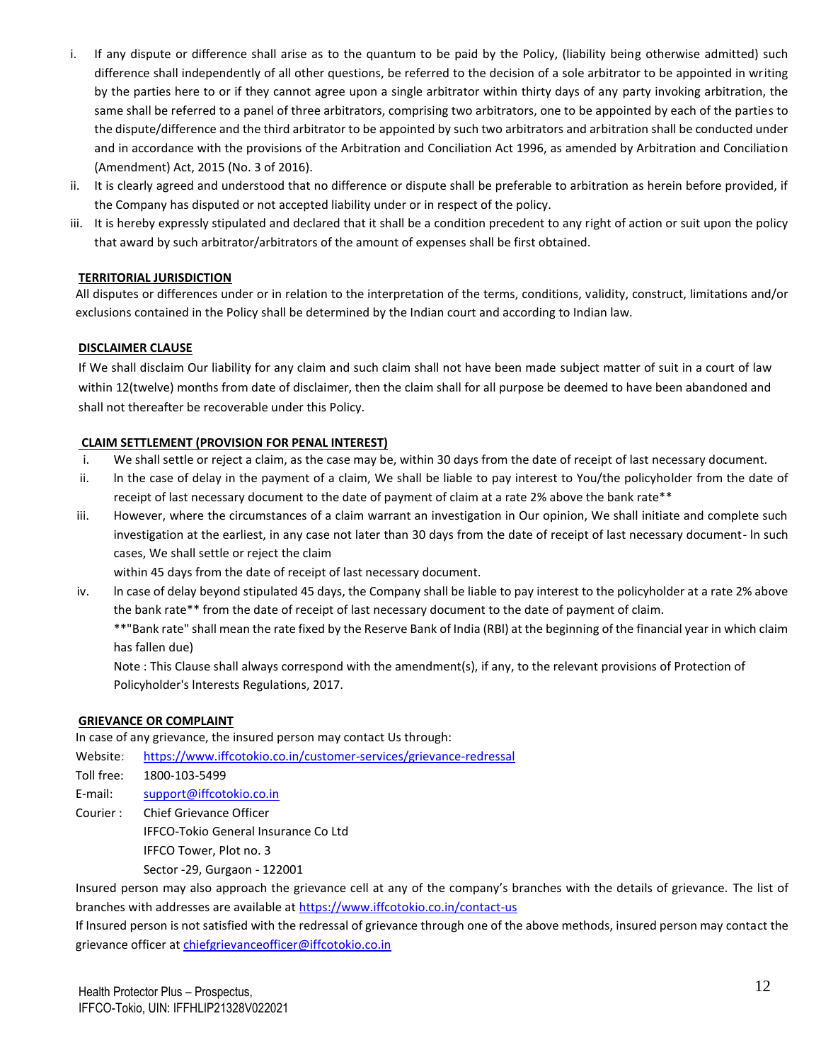i. If any dispute or difference shall arise as to the quantum to be paid by the Policy, (liability being otherwise admitted) such difference shall independently of all other questions, be referred to the decision of a sole arbitrator to be appointed in writing by the parties here to or if they cannot agree upon a single arbitrator within thirty days of any party invoking arbitration, the same shall be referred to a panel of three arbitrators, comprising two arbitrators, one to be appointed by each of the parties to the dispute/difference and the third arbitrator to be appointed by such two arbitrators and arbitration shall be conducted under and in accordance with the provisions of the Arbitration and Conciliation Act 1996, as amended by Arbitration and Conciliation (Amendment) Act, 2015 (No. 3 of 2016).

ii. It is clearly agreed and understood that no difference or dispute shall be preferable to arbitration as herein before provided, if the Company has disputed or not accepted liability under or in respect of the policy.

iii. It is hereby expressly stipulated and declared that it shall be a condition precedent to any right of action or suit upon the policy that award by such arbitrator/arbitrators of the amount of expenses shall be first obtained.

**TERRITORIAL JURISDICTION**

All disputes or differences under or in relation to the interpretation of the terms, conditions, validity, construct, limitations and/or exclusions contained in the Policy shall be determined by the Indian court and according to Indian law.

**DISCLAIMER CLAUSE**

If We shall disclaim Our liability for any claim and such claim shall not have been made subject matter of suit in a court of law within 12(twelve) months from date of disclaimer, then the claim shall for all purpose be deemed to have been abandoned and shall not thereafter be recoverable under this Policy.

**CLAIM SETTLEMENT (PROVISION FOR PENAL INTEREST)**

i. We shall settle or reject a claim, as the case may be, within 30 days from the date of receipt of last necessary document.

ii. In the case of delay in the payment of a claim, We shall be liable to pay interest to You/the policyholder from the date of receipt of last necessary document to the date of payment of claim at a rate 2% above the bank rate**

iii. However, where the circumstances of a claim warrant an investigation in Our opinion, We shall initiate and complete such investigation at the earliest, in any case not later than 30 days from the date of receipt of last necessary document- In such cases, We shall settle or reject the claim within 45 days from the date of receipt of last necessary document.

iv. In case of delay beyond stipulated 45 days, the Company shall be liable to pay interest to the policyholder at a rate 2% above the bank rate** from the date of receipt of last necessary document to the date of payment of claim.

**"Bank rate" shall mean the rate fixed by the Reserve Bank of India (RBI) at the beginning of the financial year in which claim has fallen due)

Note : This Clause shall always correspond with the amendment(s), if any, to the relevant provisions of Protection of Policyholder's Interests Regulations, 2017.

**GRIEVANCE OR COMPLAINT**

In case of any grievance, the insured person may contact Us through:

Website: https://www.iffcotokio.co.in/customer-services/grievance-redressal

Toll free: 1800-103-5499

E-mail: support@iffcotokio.co.in

Courier : Chief Grievance Officer
IFFCO-Tokio General Insurance Co Ltd
IFFCO Tower, Plot no. 3
Sector -29, Gurgaon - 122001

Insured person may also approach the grievance cell at any of the company's branches with the details of grievance. The list of branches with addresses are available at https://www.iffcotokio.co.in/contact-us

If Insured person is not satisfied with the redressal of grievance through one of the above methods, insured person may contact the grievance officer at chiefgrievanceofficer@iffcotokio.co.in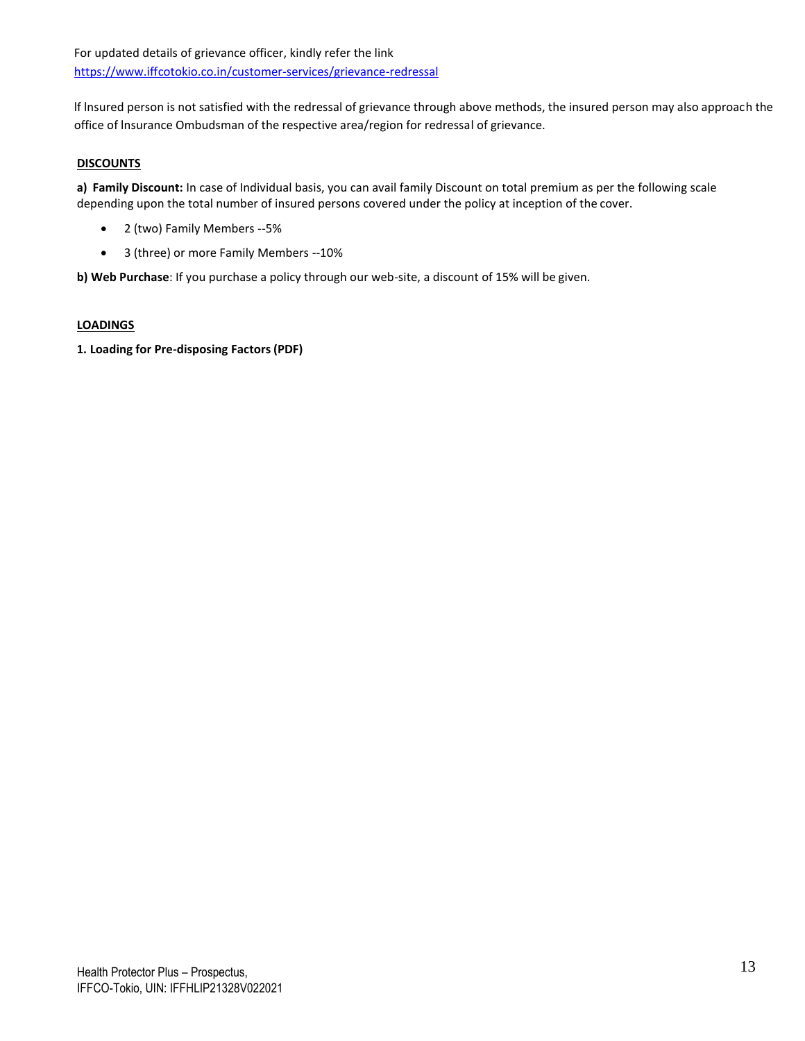For updated details of grievance officer, kindly refer the link
https://www.iffcotokio.co.in/customer-services/grievance-redressal

If Insured person is not satisfied with the redressal of grievance through above methods, the insured person may also approach the office of Insurance Ombudsman of the respective area/region for redressal of grievance.

## DISCOUNTS

**a) Family Discount:** In case of Individual basis, you can avail family Discount on total premium as per the following scale depending upon the total number of insured persons covered under the policy at inception of the cover.

- 2 (two) Family Members --5%
- 3 (three) or more Family Members --10%

**b) Web Purchase**: If you purchase a policy through our web-site, a discount of 15% will be given.

## LOADINGS

**1. Loading for Pre-disposing Factors (PDF)**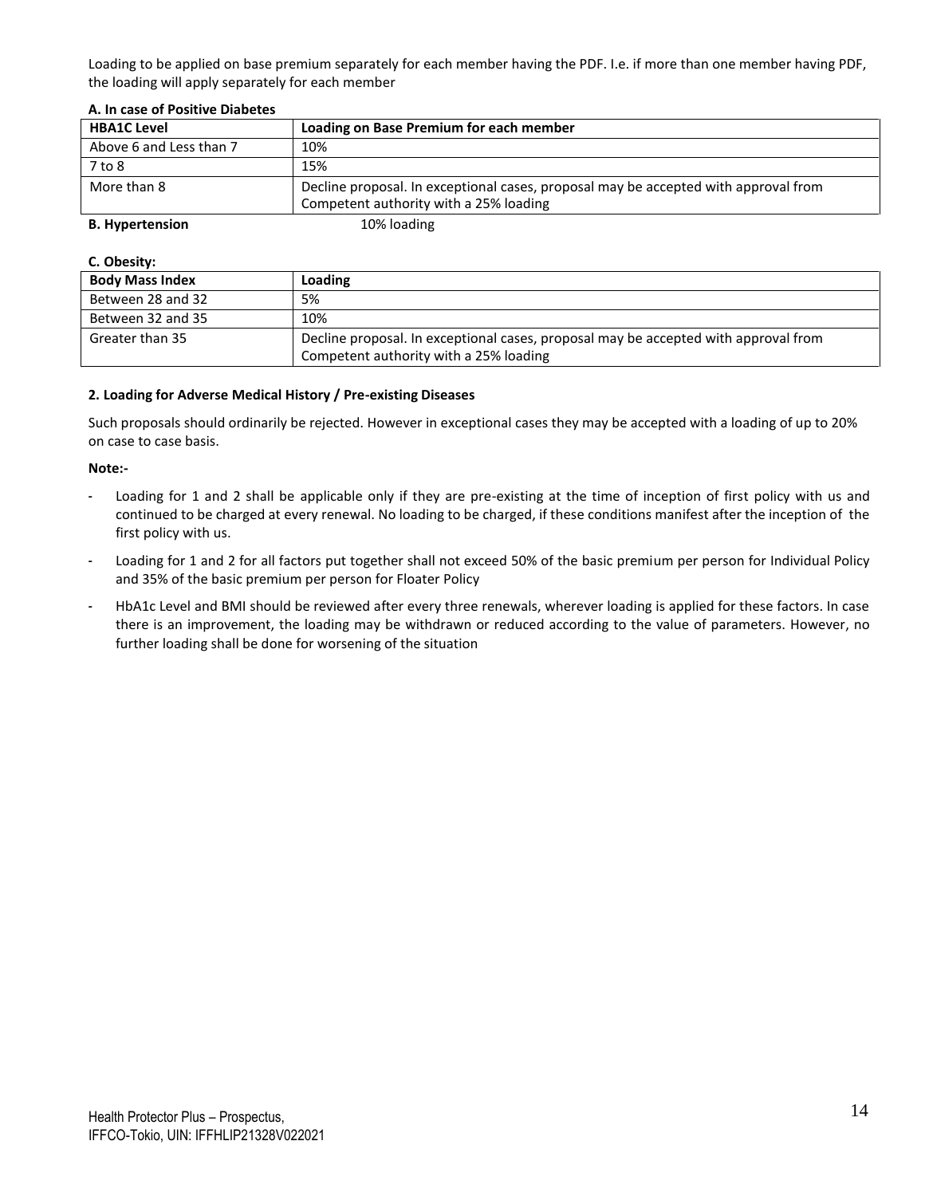Loading to be applied on base premium separately for each member having the PDF. I.e. if more than one member having PDF, the loading will apply separately for each member

**A. In case of Positive Diabetes**

| HBA1C Level | Loading on Base Premium for each member |
|---|---|
| Above 6 and Less than 7 | 10% |
| 7 to 8 | 15% |
| More than 8 | Decline proposal. In exceptional cases, proposal may be accepted with approval from Competent authority with a 25% loading |

**B. Hypertension** 10% loading

**C. Obesity:**

| Body Mass Index | Loading |
|---|---|
| Between 28 and 32 | 5% |
| Between 32 and 35 | 10% |
| Greater than 35 | Decline proposal. In exceptional cases, proposal may be accepted with approval from Competent authority with a 25% loading |

**2. Loading for Adverse Medical History / Pre-existing Diseases**

Such proposals should ordinarily be rejected. However in exceptional cases they may be accepted with a loading of up to 20% on case to case basis.

**Note:-**

- Loading for 1 and 2 shall be applicable only if they are pre-existing at the time of inception of first policy with us and continued to be charged at every renewal. No loading to be charged, if these conditions manifest after the inception of the first policy with us.
- Loading for 1 and 2 for all factors put together shall not exceed 50% of the basic premium per person for Individual Policy and 35% of the basic premium per person for Floater Policy
- HbA1c Level and BMI should be reviewed after every three renewals, wherever loading is applied for these factors. In case there is an improvement, the loading may be withdrawn or reduced according to the value of parameters. However, no further loading shall be done for worsening of the situation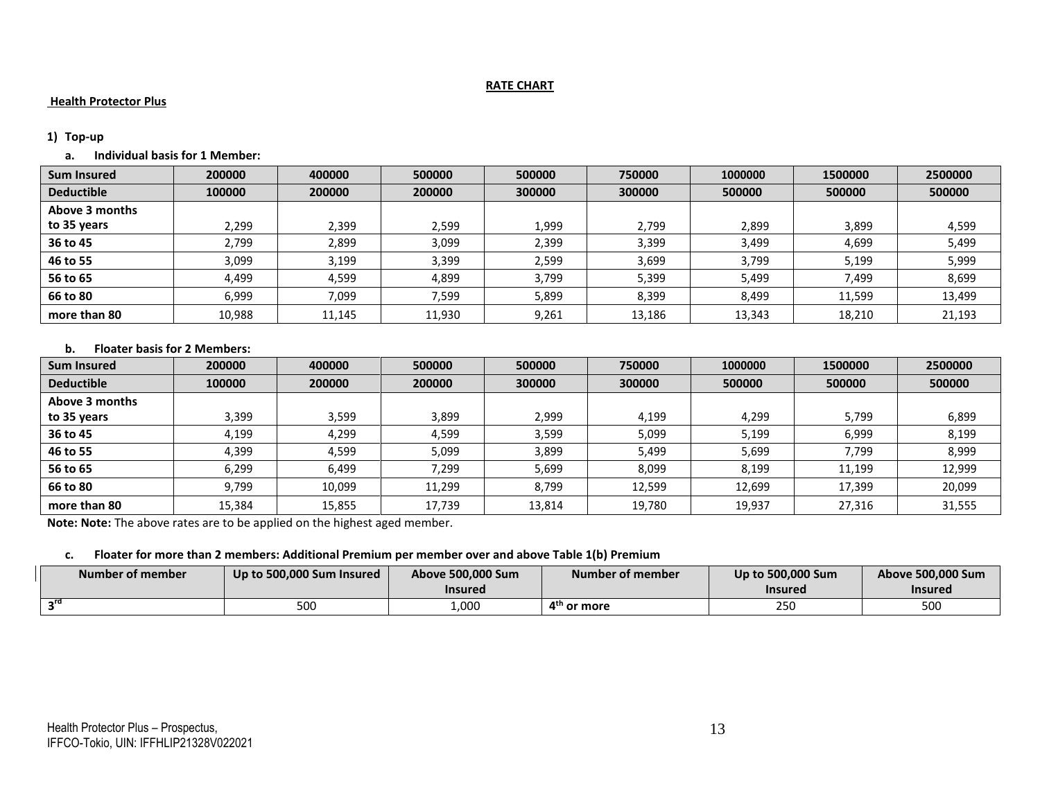**RATE CHART**

**Health Protector Plus**

**1) Top-up**

**a. Individual basis for 1 Member:**

| Sum Insured | 200000 | 400000 | 500000 | 500000 | 750000 | 1000000 | 1500000 | 2500000 |
|---|---|---|---|---|---|---|---|---|
| **Deductible** | **100000** | **200000** | **200000** | **300000** | **300000** | **500000** | **500000** | **500000** |
| **Above 3 months to 35 years** | 2,299 | 2,399 | 2,599 | 1,999 | 2,799 | 2,899 | 3,899 | 4,599 |
| **36 to 45** | 2,799 | 2,899 | 3,099 | 2,399 | 3,399 | 3,499 | 4,699 | 5,499 |
| **46 to 55** | 3,099 | 3,199 | 3,399 | 2,599 | 3,699 | 3,799 | 5,199 | 5,999 |
| **56 to 65** | 4,499 | 4,599 | 4,899 | 3,799 | 5,399 | 5,499 | 7,499 | 8,699 |
| **66 to 80** | 6,999 | 7,099 | 7,599 | 5,899 | 8,399 | 8,499 | 11,599 | 13,499 |
| **more than 80** | 10,988 | 11,145 | 11,930 | 9,261 | 13,186 | 13,343 | 18,210 | 21,193 |

**b. Floater basis for 2 Members:**

| Sum Insured | 200000 | 400000 | 500000 | 500000 | 750000 | 1000000 | 1500000 | 2500000 |
|---|---|---|---|---|---|---|---|---|
| **Deductible** | **100000** | **200000** | **200000** | **300000** | **300000** | **500000** | **500000** | **500000** |
| **Above 3 months to 35 years** | 3,399 | 3,599 | 3,899 | 2,999 | 4,199 | 4,299 | 5,799 | 6,899 |
| **36 to 45** | 4,199 | 4,299 | 4,599 | 3,599 | 5,099 | 5,199 | 6,999 | 8,199 |
| **46 to 55** | 4,399 | 4,599 | 5,099 | 3,899 | 5,499 | 5,699 | 7,799 | 8,999 |
| **56 to 65** | 6,299 | 6,499 | 7,299 | 5,699 | 8,099 | 8,199 | 11,199 | 12,999 |
| **66 to 80** | 9,799 | 10,099 | 11,299 | 8,799 | 12,599 | 12,699 | 17,399 | 20,099 |
| **more than 80** | 15,384 | 15,855 | 17,739 | 13,814 | 19,780 | 19,937 | 27,316 | 31,555 |

**Note: Note:** The above rates are to be applied on the highest aged member.

**c. Floater for more than 2 members: Additional Premium per member over and above Table 1(b) Premium**

| Number of member | Up to 500,000 Sum Insured | Above 500,000 Sum Insured | Number of member | Up to 500,000 Sum Insured | Above 500,000 Sum Insured |
|---|---|---|---|---|---|
| **3rd** | 500 | 1,000 | **4th or more** | 250 | 500 |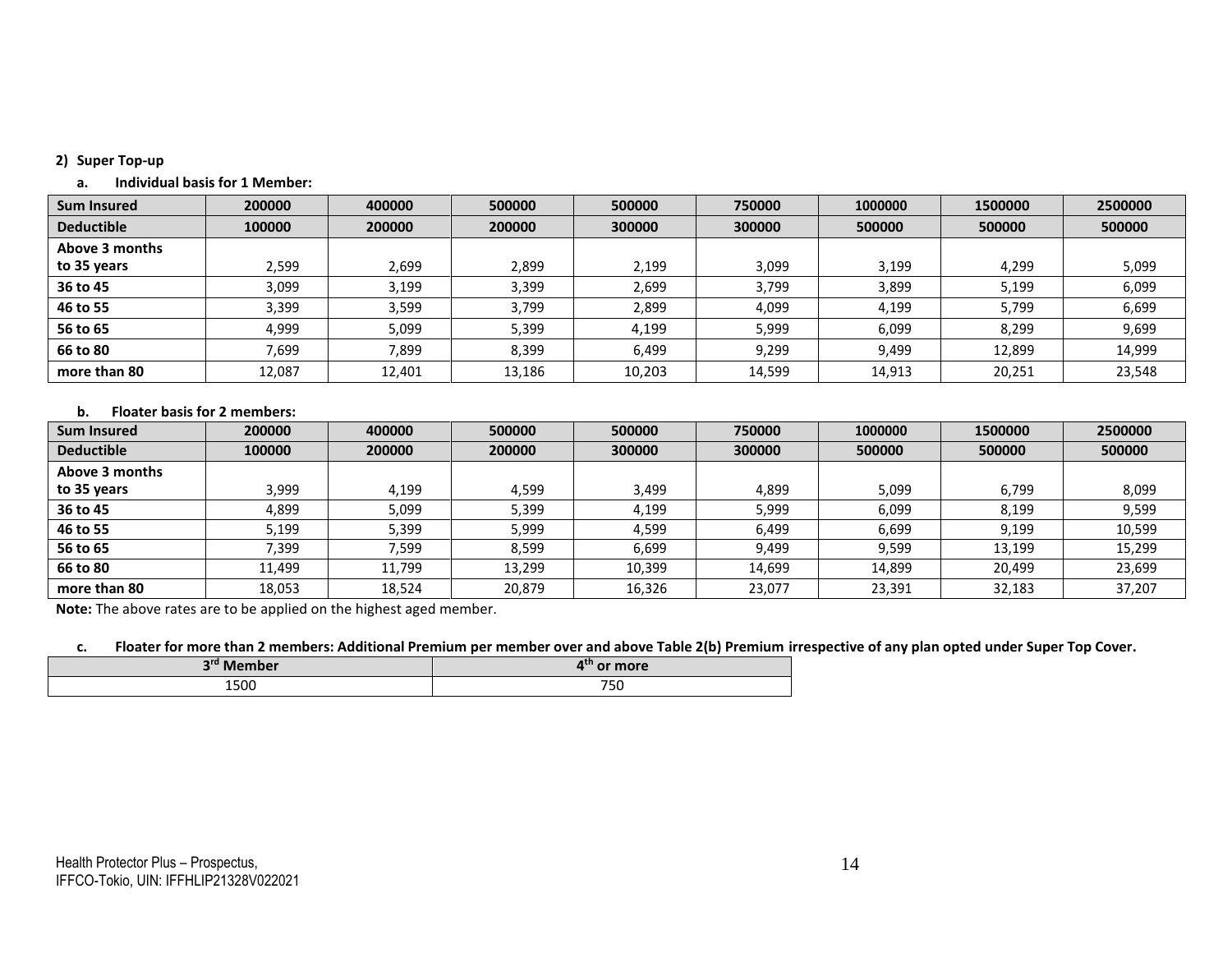**2) Super Top-up**

**a. Individual basis for 1 Member:**

| Sum Insured | 200000 | 400000 | 500000 | 500000 | 750000 | 1000000 | 1500000 | 2500000 |
|---|---|---|---|---|---|---|---|---|
| **Deductible** | **100000** | **200000** | **200000** | **300000** | **300000** | **500000** | **500000** | **500000** |
| **Above 3 months to 35 years** | 2,599 | 2,699 | 2,899 | 2,199 | 3,099 | 3,199 | 4,299 | 5,099 |
| **36 to 45** | 3,099 | 3,199 | 3,399 | 2,699 | 3,799 | 3,899 | 5,199 | 6,099 |
| **46 to 55** | 3,399 | 3,599 | 3,799 | 2,899 | 4,099 | 4,199 | 5,799 | 6,699 |
| **56 to 65** | 4,999 | 5,099 | 5,399 | 4,199 | 5,999 | 6,099 | 8,299 | 9,699 |
| **66 to 80** | 7,699 | 7,899 | 8,399 | 6,499 | 9,299 | 9,499 | 12,899 | 14,999 |
| **more than 80** | 12,087 | 12,401 | 13,186 | 10,203 | 14,599 | 14,913 | 20,251 | 23,548 |

**b. Floater basis for 2 members:**

| Sum Insured | 200000 | 400000 | 500000 | 500000 | 750000 | 1000000 | 1500000 | 2500000 |
|---|---|---|---|---|---|---|---|---|
| **Deductible** | **100000** | **200000** | **200000** | **300000** | **300000** | **500000** | **500000** | **500000** |
| **Above 3 months to 35 years** | 3,999 | 4,199 | 4,599 | 3,499 | 4,899 | 5,099 | 6,799 | 8,099 |
| **36 to 45** | 4,899 | 5,099 | 5,399 | 4,199 | 5,999 | 6,099 | 8,199 | 9,599 |
| **46 to 55** | 5,199 | 5,399 | 5,999 | 4,599 | 6,499 | 6,699 | 9,199 | 10,599 |
| **56 to 65** | 7,399 | 7,599 | 8,599 | 6,699 | 9,499 | 9,599 | 13,199 | 15,299 |
| **66 to 80** | 11,499 | 11,799 | 13,299 | 10,399 | 14,699 | 14,899 | 20,499 | 23,699 |
| **more than 80** | 18,053 | 18,524 | 20,879 | 16,326 | 23,077 | 23,391 | 32,183 | 37,207 |

**Note:** The above rates are to be applied on the highest aged member.

**c. Floater for more than 2 members: Additional Premium per member over and above Table 2(b) Premium irrespective of any plan opted under Super Top Cover.**

| 3rd Member | 4th or more |
|---|---|
| 1500 | 750 |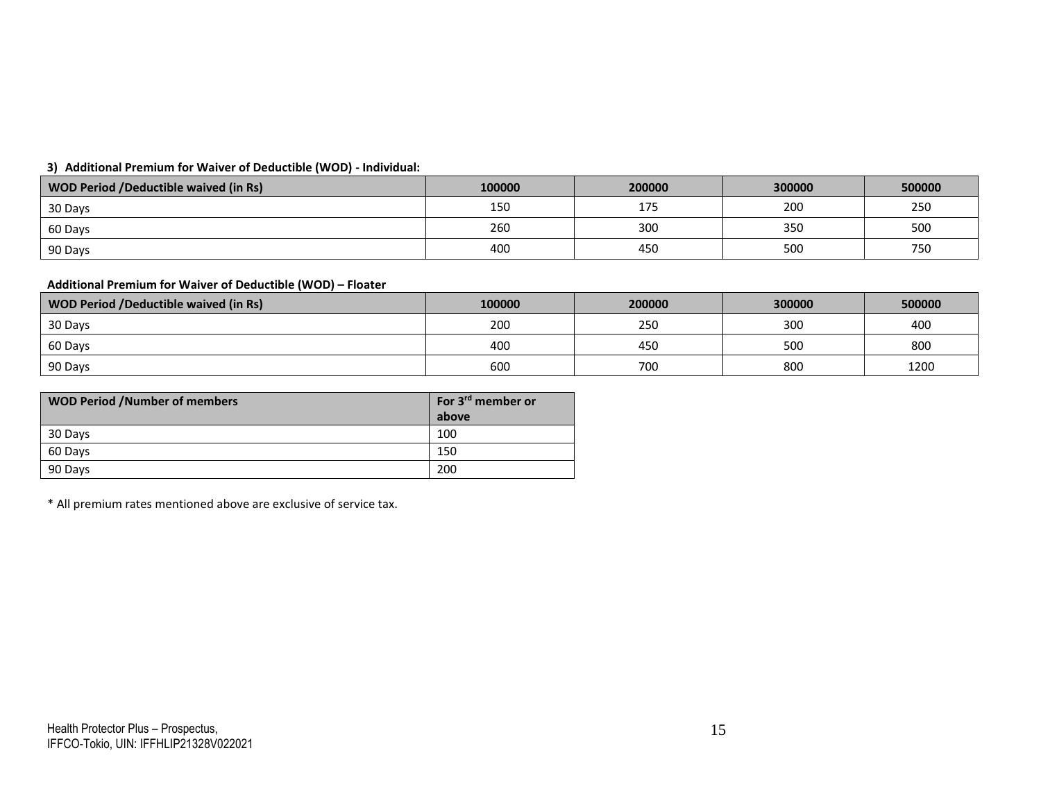**3) Additional Premium for Waiver of Deductible (WOD) - Individual:**

| WOD Period /Deductible waived (in Rs) | 100000 | 200000 | 300000 | 500000 |
|---|---|---|---|---|
| 30 Days | 150 | 175 | 200 | 250 |
| 60 Days | 260 | 300 | 350 | 500 |
| 90 Days | 400 | 450 | 500 | 750 |

**Additional Premium for Waiver of Deductible (WOD) – Floater**

| WOD Period /Deductible waived (in Rs) | 100000 | 200000 | 300000 | 500000 |
|---|---|---|---|---|
| 30 Days | 200 | 250 | 300 | 400 |
| 60 Days | 400 | 450 | 500 | 800 |
| 90 Days | 600 | 700 | 800 | 1200 |

| WOD Period /Number of members | For 3rd member or above |
|---|---|
| 30 Days | 100 |
| 60 Days | 150 |
| 90 Days | 200 |

* All premium rates mentioned above are exclusive of service tax.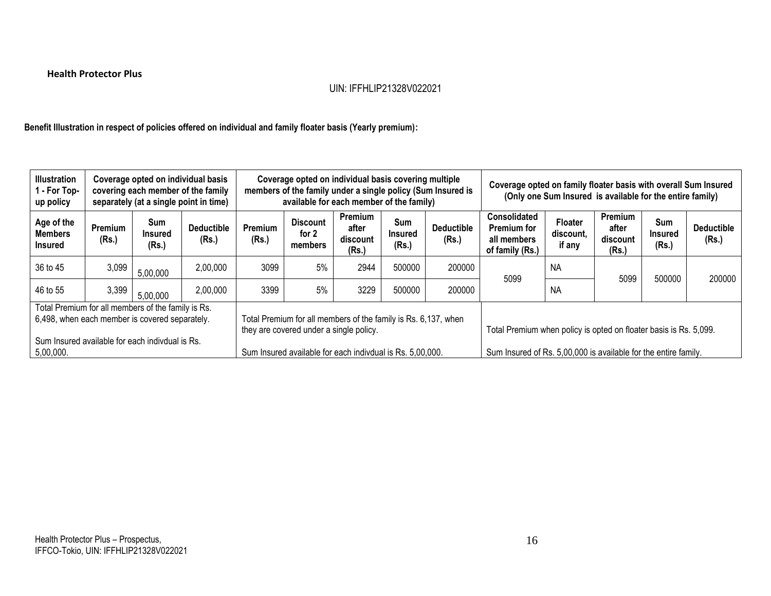**Health Protector Plus**

UIN: IFFHLIP21328V022021

**Benefit Illustration in respect of policies offered on individual and family floater basis (Yearly premium):**

| Illustration 1 - For Top-up policy | Coverage opted on individual basis covering each member of the family separately (at a single point in time) | | | Coverage opted on individual basis covering multiple members of the family under a single policy (Sum Insured is available for each member of the family) | | | | | Coverage opted on family floater basis with overall Sum Insured (Only one Sum Insured is available for the entire family) | | | | |
|---|---|---|---|---|---|---|---|---|---|---|---|---|---|
| **Age of the Members Insured** | **Premium (Rs.)** | **Sum Insured (Rs.)** | **Deductible (Rs.)** | **Premium (Rs.)** | **Discount for 2 members** | **Premium after discount (Rs.)** | **Sum Insured (Rs.)** | **Deductible (Rs.)** | **Consolidated Premium for all members of family (Rs.)** | **Floater discount, if any** | **Premium after discount (Rs.)** | **Sum Insured (Rs.)** | **Deductible (Rs.)** |
| 36 to 45 | 3,099 | 5,00,000 | 2,00,000 | 3099 | 5% | 2944 | 500000 | 200000 | 5099 | NA | 5099 | 500000 | 200000 |
| 46 to 55 | 3,399 | 5,00,000 | 2,00,000 | 3399 | 5% | 3229 | 500000 | 200000 | | NA | | | |
| Total Premium for all members of the family is Rs. 6,498, when each member is covered separately. Sum Insured available for each indivdual is Rs. 5,00,000. | | | | Total Premium for all members of the family is Rs. 6,137, when they are covered under a single policy. Sum Insured available for each indivdual is Rs. 5,00,000. | | | | | Total Premium when policy is opted on floater basis is Rs. 5,099. Sum Insured of Rs. 5,00,000 is available for the entire family. | | | | |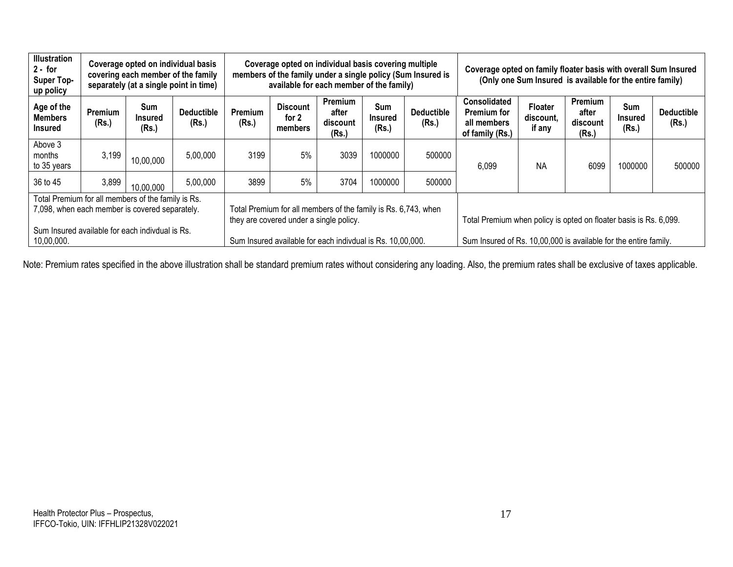| Illustration 2 - for Super Top-up policy | Coverage opted on individual basis covering each member of the family separately (at a single point in time) | | | Coverage opted on individual basis covering multiple members of the family under a single policy (Sum Insured is available for each member of the family) | | | | | Coverage opted on family floater basis with overall Sum Insured (Only one Sum Insured is available for the entire family) | | | | |
|---|---|---|---|---|---|---|---|---|---|---|---|---|---|
| Age of the Members Insured | Premium (Rs.) | Sum Insured (Rs.) | Deductible (Rs.) | Premium (Rs.) | Discount for 2 members | Premium after discount (Rs.) | Sum Insured (Rs.) | Deductible (Rs.) | Consolidated Premium for all members of family (Rs.) | Floater discount, if any | Premium after discount (Rs.) | Sum Insured (Rs.) | Deductible (Rs.) |
| Above 3 months to 35 years | 3,199 | 10,00,000 | 5,00,000 | 3199 | 5% | 3039 | 1000000 | 500000 | 6,099 | NA | 6099 | 1000000 | 500000 |
| 36 to 45 | 3,899 | 10,00,000 | 5,00,000 | 3899 | 5% | 3704 | 1000000 | 500000 | | | | | |
| Total Premium for all members of the family is Rs. 7,098, when each member is covered separately. Sum Insured available for each indivdual is Rs. 10,00,000. | | | | Total Premium for all members of the family is Rs. 6,743, when they are covered under a single policy. Sum Insured available for each indivdual is Rs. 10,00,000. | | | | | Total Premium when policy is opted on floater basis is Rs. 6,099. Sum Insured of Rs. 10,00,000 is available for the entire family. | | | | |

Note: Premium rates specified in the above illustration shall be standard premium rates without considering any loading. Also, the premium rates shall be exclusive of taxes applicable.